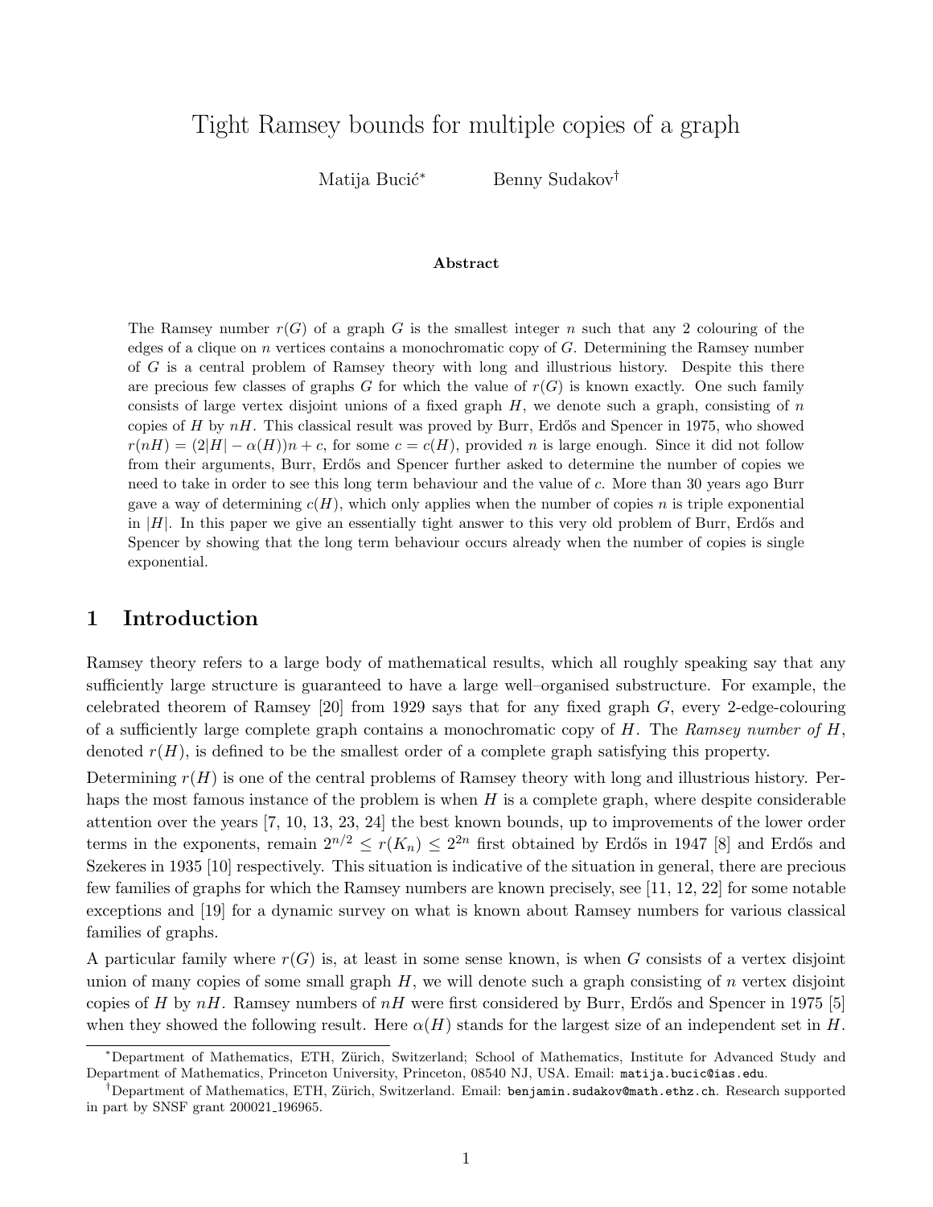# Tight Ramsey bounds for multiple copies of a graph

Matija Bucić* Benny Sudakov†

**Abstract**

The Ramsey number $r(G)$ of a graph $G$ is the smallest integer $n$ such that any 2 colouring of the edges of a clique on $n$ vertices contains a monochromatic copy of $G$. Determining the Ramsey number of $G$ is a central problem of Ramsey theory with long and illustrious history. Despite this there are precious few classes of graphs $G$ for which the value of $r(G)$ is known exactly. One such family consists of large vertex disjoint unions of a fixed graph $H$, we denote such a graph, consisting of $n$ copies of $H$ by $nH$. This classical result was proved by Burr, Erdős and Spencer in 1975, who showed $r(nH) = (2|H| - \alpha(H))n + c$, for some $c = c(H)$, provided $n$ is large enough. Since it did not follow from their arguments, Burr, Erdős and Spencer further asked to determine the number of copies we need to take in order to see this long term behaviour and the value of $c$. More than 30 years ago Burr gave a way of determining $c(H)$, which only applies when the number of copies $n$ is triple exponential in $|H|$. In this paper we give an essentially tight answer to this very old problem of Burr, Erdős and Spencer by showing that the long term behaviour occurs already when the number of copies is single exponential.

## 1 Introduction

Ramsey theory refers to a large body of mathematical results, which all roughly speaking say that any sufficiently large structure is guaranteed to have a large well–organised substructure. For example, the celebrated theorem of Ramsey [20] from 1929 says that for any fixed graph $G$, every 2-edge-colouring of a sufficiently large complete graph contains a monochromatic copy of $H$. The *Ramsey number of $H$*, denoted $r(H)$, is defined to be the smallest order of a complete graph satisfying this property.

Determining $r(H)$ is one of the central problems of Ramsey theory with long and illustrious history. Perhaps the most famous instance of the problem is when $H$ is a complete graph, where despite considerable attention over the years [7, 10, 13, 23, 24] the best known bounds, up to improvements of the lower order terms in the exponents, remain $2^{n/2} \le r(K_n) \le 2^{2n}$ first obtained by Erdős in 1947 [8] and Erdős and Szekeres in 1935 [10] respectively. This situation is indicative of the situation in general, there are precious few families of graphs for which the Ramsey numbers are known precisely, see [11, 12, 22] for some notable exceptions and [19] for a dynamic survey on what is known about Ramsey numbers for various classical families of graphs.

A particular family where $r(G)$ is, at least in some sense known, is when $G$ consists of a vertex disjoint union of many copies of some small graph $H$, we will denote such a graph consisting of $n$ vertex disjoint copies of $H$ by $nH$. Ramsey numbers of $nH$ were first considered by Burr, Erdős and Spencer in 1975 [5] when they showed the following result. Here $\alpha(H)$ stands for the largest size of an independent set in $H$.

*Department of Mathematics, ETH, Zürich, Switzerland; School of Mathematics, Institute for Advanced Study and Department of Mathematics, Princeton University, Princeton, 08540 NJ, USA. Email: matija.bucic@ias.edu.

†Department of Mathematics, ETH, Zürich, Switzerland. Email: benjamin.sudakov@math.ethz.ch. Research supported in part by SNSF grant 200021_196965.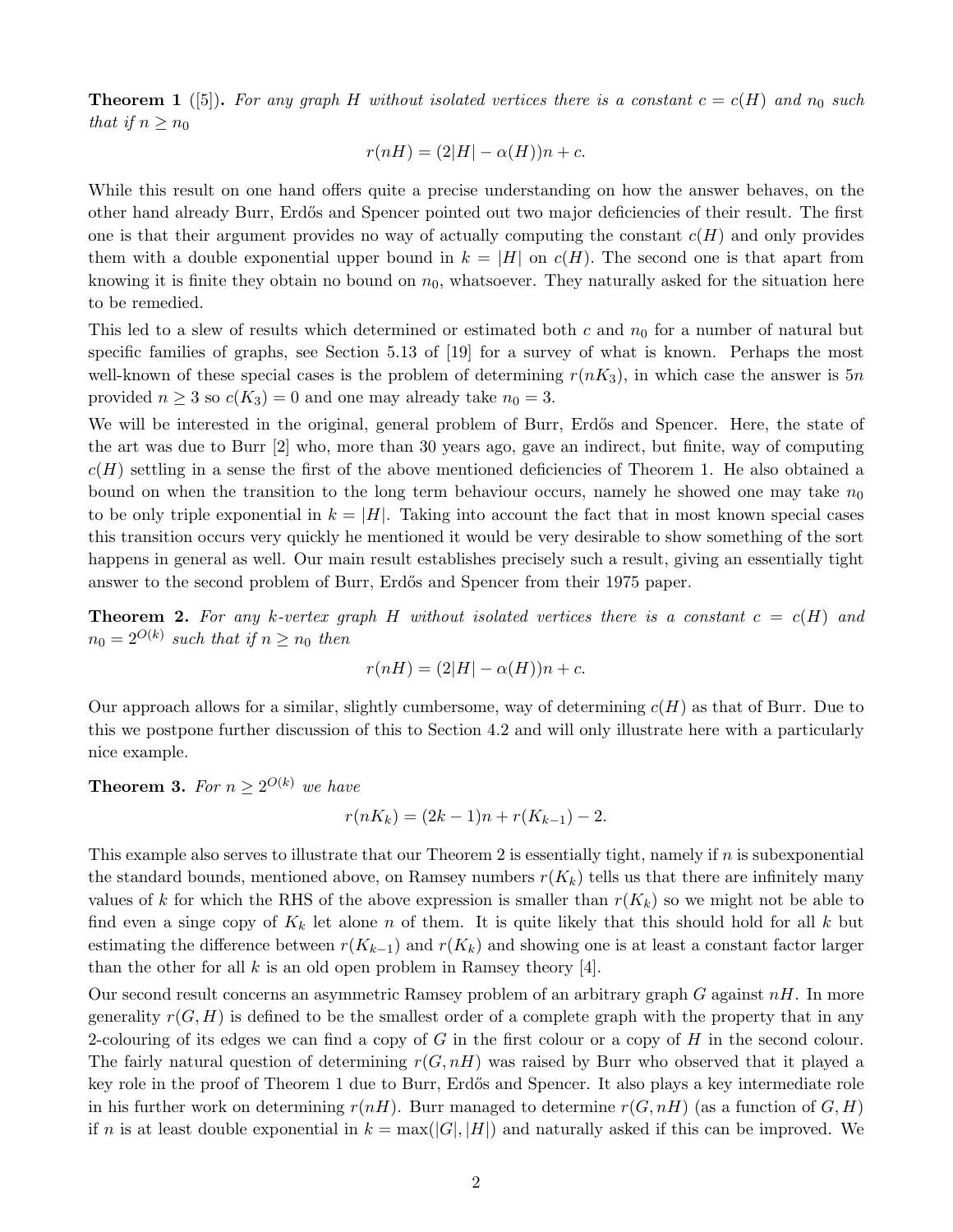**Theorem 1** ([5]). *For any graph $H$ without isolated vertices there is a constant $c = c(H)$ and $n_0$ such that if $n \geq n_0$*

$$r(nH) = (2|H| - \alpha(H))n + c.$$

While this result on one hand offers quite a precise understanding on how the answer behaves, on the other hand already Burr, Erdős and Spencer pointed out two major deficiencies of their result. The first one is that their argument provides no way of actually computing the constant $c(H)$ and only provides them with a double exponential upper bound in $k = |H|$ on $c(H)$. The second one is that apart from knowing it is finite they obtain no bound on $n_0$, whatsoever. They naturally asked for the situation here to be remedied.

This led to a slew of results which determined or estimated both $c$ and $n_0$ for a number of natural but specific families of graphs, see Section 5.13 of [19] for a survey of what is known. Perhaps the most well-known of these special cases is the problem of determining $r(nK_3)$, in which case the answer is $5n$ provided $n \geq 3$ so $c(K_3) = 0$ and one may already take $n_0 = 3$.

We will be interested in the original, general problem of Burr, Erdős and Spencer. Here, the state of the art was due to Burr [2] who, more than 30 years ago, gave an indirect, but finite, way of computing $c(H)$ settling in a sense the first of the above mentioned deficiencies of Theorem 1. He also obtained a bound on when the transition to the long term behaviour occurs, namely he showed one may take $n_0$ to be only triple exponential in $k = |H|$. Taking into account the fact that in most known special cases this transition occurs very quickly he mentioned it would be very desirable to show something of the sort happens in general as well. Our main result establishes precisely such a result, giving an essentially tight answer to the second problem of Burr, Erdős and Spencer from their 1975 paper.

**Theorem 2.** *For any $k$-vertex graph $H$ without isolated vertices there is a constant $c = c(H)$ and $n_0 = 2^{O(k)}$ such that if $n \geq n_0$ then*

$$r(nH) = (2|H| - \alpha(H))n + c.$$

Our approach allows for a similar, slightly cumbersome, way of determining $c(H)$ as that of Burr. Due to this we postpone further discussion of this to Section 4.2 and will only illustrate here with a particularly nice example.

**Theorem 3.** *For $n \geq 2^{O(k)}$ we have*

$$r(nK_k) = (2k-1)n + r(K_{k-1}) - 2.$$

This example also serves to illustrate that our Theorem 2 is essentially tight, namely if $n$ is subexponential the standard bounds, mentioned above, on Ramsey numbers $r(K_k)$ tells us that there are infinitely many values of $k$ for which the RHS of the above expression is smaller than $r(K_k)$ so we might not be able to find even a singe copy of $K_k$ let alone $n$ of them. It is quite likely that this should hold for all $k$ but estimating the difference between $r(K_{k-1})$ and $r(K_k)$ and showing one is at least a constant factor larger than the other for all $k$ is an old open problem in Ramsey theory [4].

Our second result concerns an asymmetric Ramsey problem of an arbitrary graph $G$ against $nH$. In more generality $r(G, H)$ is defined to be the smallest order of a complete graph with the property that in any 2-colouring of its edges we can find a copy of $G$ in the first colour or a copy of $H$ in the second colour. The fairly natural question of determining $r(G, nH)$ was raised by Burr who observed that it played a key role in the proof of Theorem 1 due to Burr, Erdős and Spencer. It also plays a key intermediate role in his further work on determining $r(nH)$. Burr managed to determine $r(G, nH)$ (as a function of $G, H$) if $n$ is at least double exponential in $k = \max(|G|, |H|)$ and naturally asked if this can be improved. We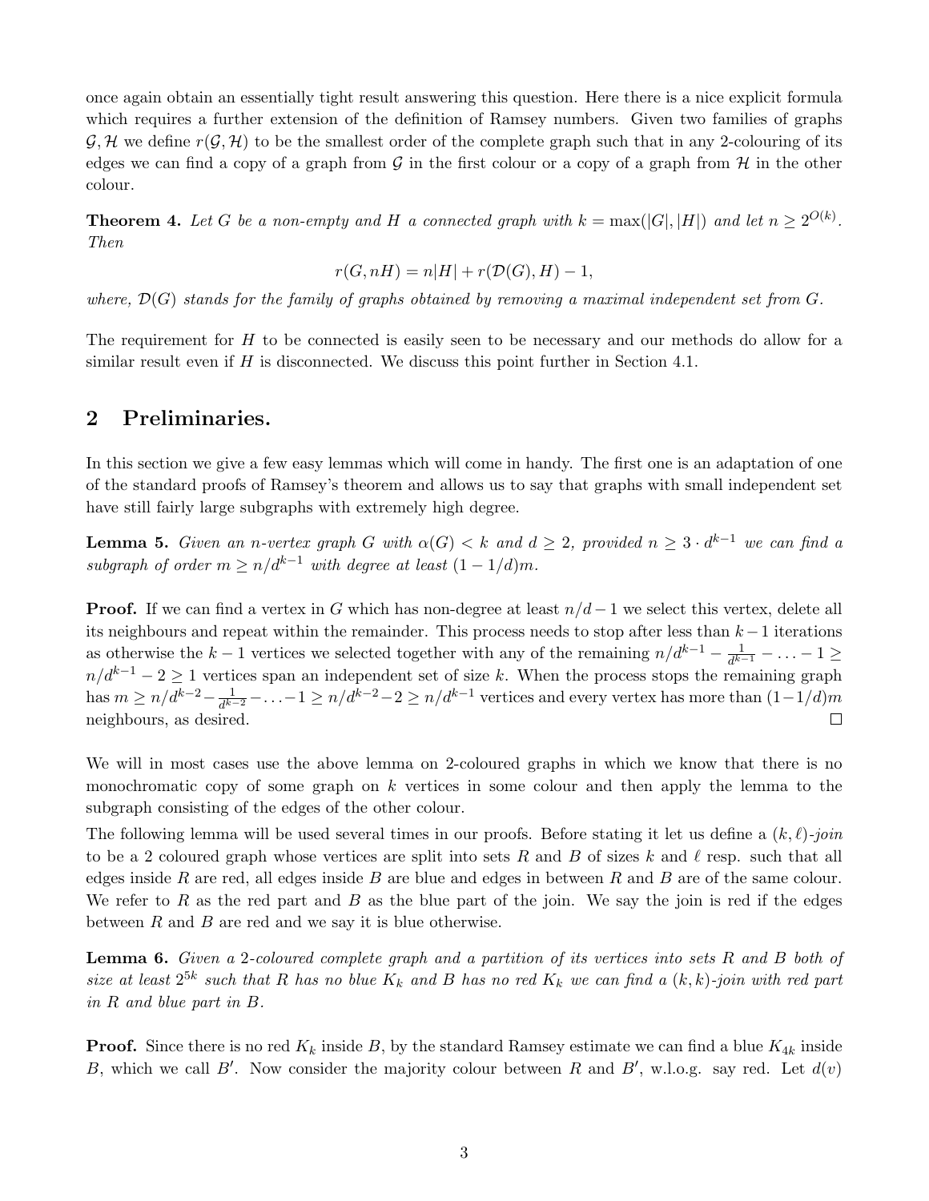once again obtain an essentially tight result answering this question. Here there is a nice explicit formula which requires a further extension of the definition of Ramsey numbers. Given two families of graphs $\mathcal{G}, \mathcal{H}$ we define $r(\mathcal{G}, \mathcal{H})$ to be the smallest order of the complete graph such that in any 2-colouring of its edges we can find a copy of a graph from $\mathcal{G}$ in the first colour or a copy of a graph from $\mathcal{H}$ in the other colour.

**Theorem 4.** *Let $G$ be a non-empty and $H$ a connected graph with $k = \max(|G|, |H|)$ and let $n \geq 2^{O(k)}$. Then*

$$r(G, nH) = n|H| + r(\mathcal{D}(G), H) - 1,$$

*where, $\mathcal{D}(G)$ stands for the family of graphs obtained by removing a maximal independent set from $G$.*

The requirement for $H$ to be connected is easily seen to be necessary and our methods do allow for a similar result even if $H$ is disconnected. We discuss this point further in Section 4.1.

## 2 Preliminaries.

In this section we give a few easy lemmas which will come in handy. The first one is an adaptation of one of the standard proofs of Ramsey's theorem and allows us to say that graphs with small independent set have still fairly large subgraphs with extremely high degree.

**Lemma 5.** *Given an $n$-vertex graph $G$ with $\alpha(G) < k$ and $d \geq 2$, provided $n \geq 3 \cdot d^{k-1}$ we can find a subgraph of order $m \geq n/d^{k-1}$ with degree at least $(1 - 1/d)m$.*

**Proof.** If we can find a vertex in $G$ which has non-degree at least $n/d - 1$ we select this vertex, delete all its neighbours and repeat within the remainder. This process needs to stop after less than $k-1$ iterations as otherwise the $k-1$ vertices we selected together with any of the remaining $n/d^{k-1} - \frac{1}{d^{k-1}} - \ldots - 1 \geq n/d^{k-1} - 2 \geq 1$ vertices span an independent set of size $k$. When the process stops the remaining graph has $m \geq n/d^{k-2} - \frac{1}{d^{k-2}} - \ldots - 1 \geq n/d^{k-2} - 2 \geq n/d^{k-1}$ vertices and every vertex has more than $(1-1/d)m$ neighbours, as desired. □

We will in most cases use the above lemma on 2-coloured graphs in which we know that there is no monochromatic copy of some graph on $k$ vertices in some colour and then apply the lemma to the subgraph consisting of the edges of the other colour.

The following lemma will be used several times in our proofs. Before stating it let us define a *$(k, \ell)$-join* to be a 2 coloured graph whose vertices are split into sets $R$ and $B$ of sizes $k$ and $\ell$ resp. such that all edges inside $R$ are red, all edges inside $B$ are blue and edges in between $R$ and $B$ are of the same colour. We refer to $R$ as the red part and $B$ as the blue part of the join. We say the join is red if the edges between $R$ and $B$ are red and we say it is blue otherwise.

**Lemma 6.** *Given a 2-coloured complete graph and a partition of its vertices into sets $R$ and $B$ both of size at least $2^{5k}$ such that $R$ has no blue $K_k$ and $B$ has no red $K_k$ we can find a $(k, k)$-join with red part in $R$ and blue part in $B$.*

**Proof.** Since there is no red $K_k$ inside $B$, by the standard Ramsey estimate we can find a blue $K_{4k}$ inside $B$, which we call $B'$. Now consider the majority colour between $R$ and $B'$, w.l.o.g. say red. Let $d(v)$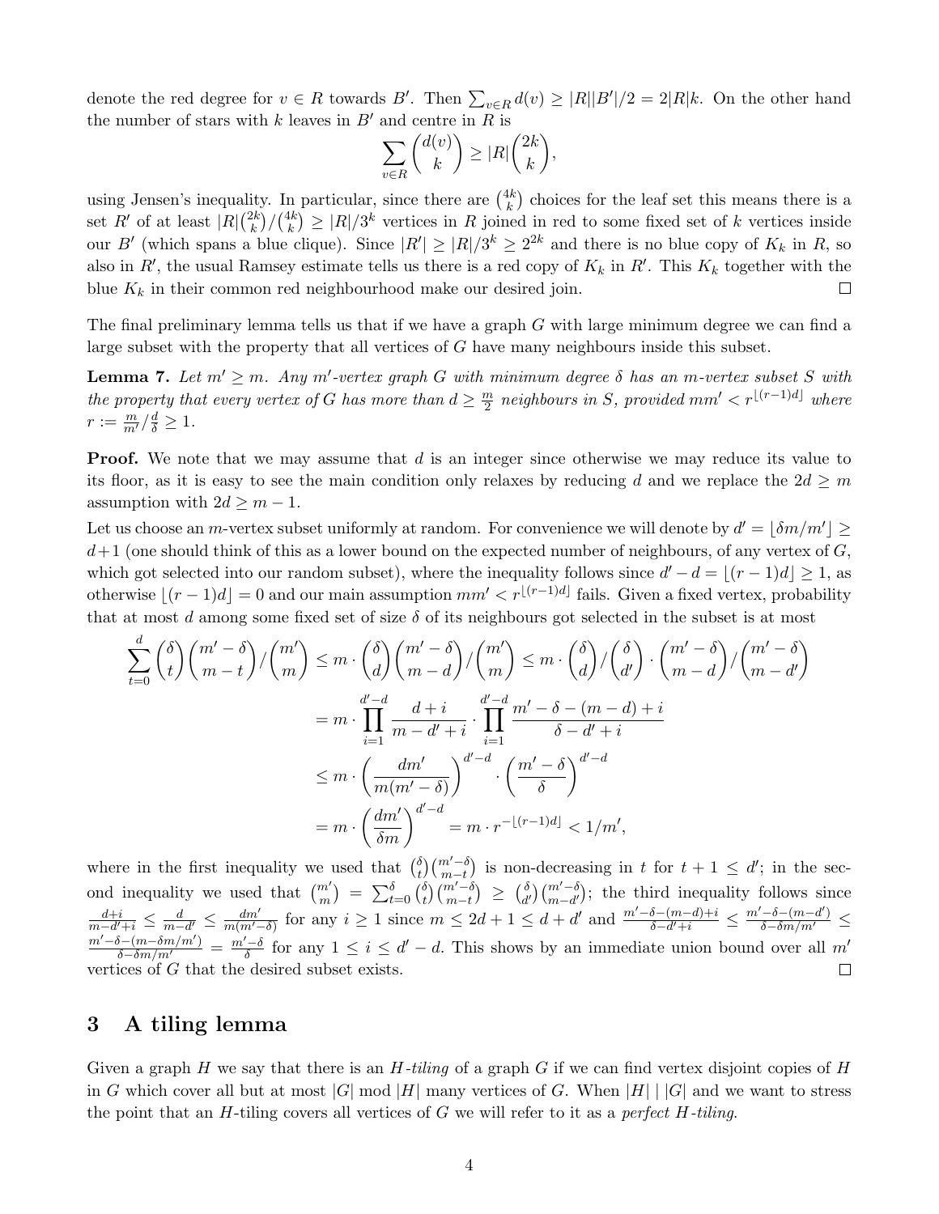denote the red degree for $v \in R$ towards $B'$. Then $\sum_{v\in R} d(v) \geq |R||B'|/2 = 2|R|k$. On the other hand the number of stars with $k$ leaves in $B'$ and centre in $R$ is

$$\sum_{v\in R} \binom{d(v)}{k} \geq |R|\binom{2k}{k},$$

using Jensen's inequality. In particular, since there are $\binom{4k}{k}$ choices for the leaf set this means there is a set $R'$ of at least $|R|\binom{2k}{k}/\binom{4k}{k} \geq |R|/3^k$ vertices in $R$ joined in red to some fixed set of $k$ vertices inside our $B'$ (which spans a blue clique). Since $|R'| \geq |R|/3^k \geq 2^{2k}$ and there is no blue copy of $K_k$ in $R$, so also in $R'$, the usual Ramsey estimate tells us there is a red copy of $K_k$ in $R'$. This $K_k$ together with the blue $K_k$ in their common red neighbourhood make our desired join. $\square$

The final preliminary lemma tells us that if we have a graph $G$ with large minimum degree we can find a large subset with the property that all vertices of $G$ have many neighbours inside this subset.

**Lemma 7.** *Let $m' \geq m$. Any $m'$-vertex graph $G$ with minimum degree $\delta$ has an $m$-vertex subset $S$ with the property that every vertex of $G$ has more than $d \geq \frac{m}{2}$ neighbours in $S$, provided $mm' < r^{\lfloor (r-1)d \rfloor}$ where $r := \frac{m}{m'}/\frac{d}{\delta} \geq 1$.*

**Proof.** We note that we may assume that $d$ is an integer since otherwise we may reduce its value to its floor, as it is easy to see the main condition only relaxes by reducing $d$ and we replace the $2d \geq m$ assumption with $2d \geq m - 1$.

Let us choose an $m$-vertex subset uniformly at random. For convenience we will denote by $d' = \lfloor \delta m/m' \rfloor \geq d+1$ (one should think of this as a lower bound on the expected number of neighbours, of any vertex of $G$, which got selected into our random subset), where the inequality follows since $d' - d = \lfloor (r-1)d \rfloor \geq 1$, as otherwise $\lfloor (r-1)d \rfloor = 0$ and our main assumption $mm' < r^{\lfloor (r-1)d \rfloor}$ fails. Given a fixed vertex, probability that at most $d$ among some fixed set of size $\delta$ of its neighbours got selected in the subset is at most

$$\begin{aligned}
\sum_{t=0}^{d} \binom{\delta}{t}\binom{m'-\delta}{m-t}\Big/\binom{m'}{m} &\leq m \cdot \binom{\delta}{d}\binom{m'-\delta}{m-d}\Big/\binom{m'}{m} \leq m \cdot \binom{\delta}{d}\Big/\binom{\delta}{d'} \cdot \binom{m'-\delta}{m-d}\Big/\binom{m'-\delta}{m-d'} \\
&= m \cdot \prod_{i=1}^{d'-d} \frac{d+i}{m-d'+i} \cdot \prod_{i=1}^{d'-d} \frac{m'-\delta-(m-d)+i}{\delta - d' + i} \\
&\leq m \cdot \left(\frac{dm'}{m(m'-\delta)}\right)^{d'-d} \cdot \left(\frac{m'-\delta}{\delta}\right)^{d'-d} \\
&= m \cdot \left(\frac{dm'}{\delta m}\right)^{d'-d} = m \cdot r^{-\lfloor (r-1)d \rfloor} < 1/m',
\end{aligned}$$

where in the first inequality we used that $\binom{\delta}{t}\binom{m'-\delta}{m-t}$ is non-decreasing in $t$ for $t+1 \leq d'$; in the second inequality we used that $\binom{m'}{m} = \sum_{t=0}^{\delta} \binom{\delta}{t}\binom{m'-\delta}{m-t} \geq \binom{\delta}{d'}\binom{m'-\delta}{m-d'}$; the third inequality follows since $\frac{d+i}{m-d'+i} \leq \frac{d}{m-d'} \leq \frac{dm'}{m(m'-\delta)}$ for any $i \geq 1$ since $m \leq 2d+1 \leq d+d'$ and $\frac{m'-\delta-(m-d)+i}{\delta-d'+i} \leq \frac{m'-\delta-(m-d')}{\delta-\delta m/m'} \leq \frac{m'-\delta-(m-\delta m/m')}{\delta - \delta m/m'} = \frac{m'-\delta}{\delta}$ for any $1 \leq i \leq d'-d$. This shows by an immediate union bound over all $m'$ vertices of $G$ that the desired subset exists. $\square$

## 3 A tiling lemma

Given a graph $H$ we say that there is an *$H$-tiling* of a graph $G$ if we can find vertex disjoint copies of $H$ in $G$ which cover all but at most $|G| \bmod |H|$ many vertices of $G$. When $|H| \mid |G|$ and we want to stress the point that an $H$-tiling covers all vertices of $G$ we will refer to it as a *perfect $H$-tiling*.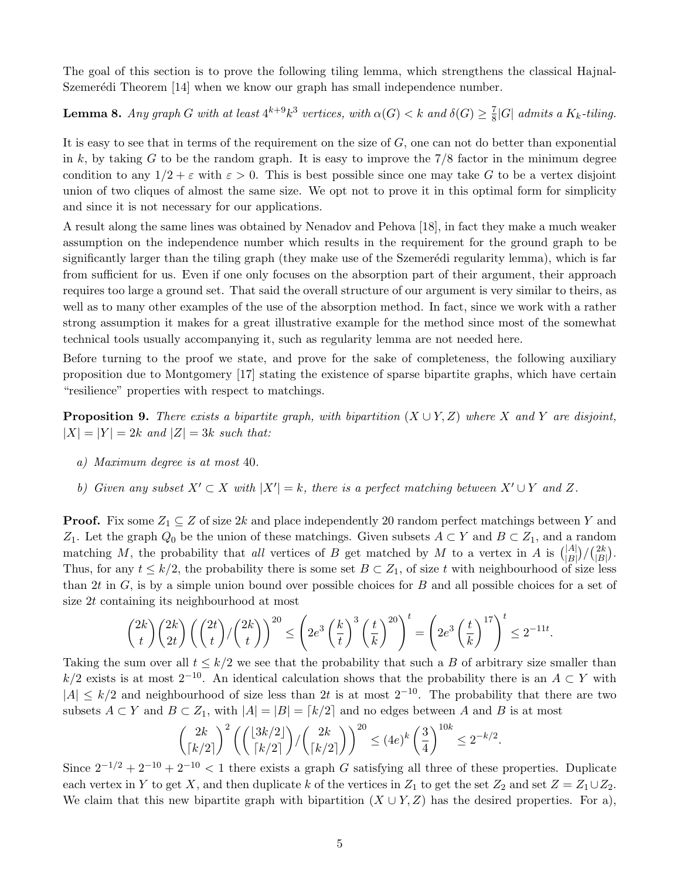The goal of this section is to prove the following tiling lemma, which strengthens the classical Hajnal-Szemerédi Theorem [14] when we know our graph has small independence number.

**Lemma 8.** *Any graph $G$ with at least $4^{k+9}k^3$ vertices, with $\alpha(G) < k$ and $\delta(G) \geq \frac{7}{8}|G|$ admits a $K_k$-tiling.*

It is easy to see that in terms of the requirement on the size of $G$, one can not do better than exponential in $k$, by taking $G$ to be the random graph. It is easy to improve the 7/8 factor in the minimum degree condition to any $1/2 + \varepsilon$ with $\varepsilon > 0$. This is best possible since one may take $G$ to be a vertex disjoint union of two cliques of almost the same size. We opt not to prove it in this optimal form for simplicity and since it is not necessary for our applications.

A result along the same lines was obtained by Nenadov and Pehova [18], in fact they make a much weaker assumption on the independence number which results in the requirement for the ground graph to be significantly larger than the tiling graph (they make use of the Szemerédi regularity lemma), which is far from sufficient for us. Even if one only focuses on the absorption part of their argument, their approach requires too large a ground set. That said the overall structure of our argument is very similar to theirs, as well as to many other examples of the use of the absorption method. In fact, since we work with a rather strong assumption it makes for a great illustrative example for the method since most of the somewhat technical tools usually accompanying it, such as regularity lemma are not needed here.

Before turning to the proof we state, and prove for the sake of completeness, the following auxiliary proposition due to Montgomery [17] stating the existence of sparse bipartite graphs, which have certain "resilience" properties with respect to matchings.

**Proposition 9.** *There exists a bipartite graph, with bipartition $(X \cup Y, Z)$ where $X$ and $Y$ are disjoint, $|X| = |Y| = 2k$ and $|Z| = 3k$ such that:*

*a) Maximum degree is at most 40.*

*b) Given any subset $X' \subset X$ with $|X'| = k$, there is a perfect matching between $X' \cup Y$ and $Z$.*

**Proof.** Fix some $Z_1 \subseteq Z$ of size $2k$ and place independently 20 random perfect matchings between $Y$ and $Z_1$. Let the graph $Q_0$ be the union of these matchings. Given subsets $A \subset Y$ and $B \subset Z_1$, and a random matching $M$, the probability that *all* vertices of $B$ get matched by $M$ to a vertex in $A$ is $\binom{|A|}{|B|}/\binom{2k}{|B|}$. Thus, for any $t \leq k/2$, the probability there is some set $B \subset Z_1$, of size $t$ with neighbourhood of size less than $2t$ in $G$, is by a simple union bound over possible choices for $B$ and all possible choices for a set of size $2t$ containing its neighbourhood at most

$$\binom{2k}{t}\binom{2k}{2t}\left(\binom{2t}{t}\Big/\binom{2k}{t}\right)^{20} \leq \left(2e^3\left(\frac{k}{t}\right)^3\left(\frac{t}{k}\right)^{20}\right)^t = \left(2e^3\left(\frac{t}{k}\right)^{17}\right)^t \leq 2^{-11t}.$$

Taking the sum over all $t \leq k/2$ we see that the probability that such a $B$ of arbitrary size smaller than $k/2$ exists is at most $2^{-10}$. An identical calculation shows that the probability there is an $A \subset Y$ with $|A| \leq k/2$ and neighbourhood of size less than $2t$ is at most $2^{-10}$. The probability that there are two subsets $A \subset Y$ and $B \subset Z_1$, with $|A| = |B| = \lceil k/2 \rceil$ and no edges between $A$ and $B$ is at most

$$\binom{2k}{\lceil k/2 \rceil}^2 \left(\binom{\lfloor 3k/2 \rfloor}{\lceil k/2 \rceil}\Big/\binom{2k}{\lceil k/2 \rceil}\right)^{20} \leq (4e)^k \left(\frac{3}{4}\right)^{10k} \leq 2^{-k/2}.$$

Since $2^{-1/2} + 2^{-10} + 2^{-10} < 1$ there exists a graph $G$ satisfying all three of these properties. Duplicate each vertex in $Y$ to get $X$, and then duplicate $k$ of the vertices in $Z_1$ to get the set $Z_2$ and set $Z = Z_1 \cup Z_2$. We claim that this new bipartite graph with bipartition $(X \cup Y, Z)$ has the desired properties. For a),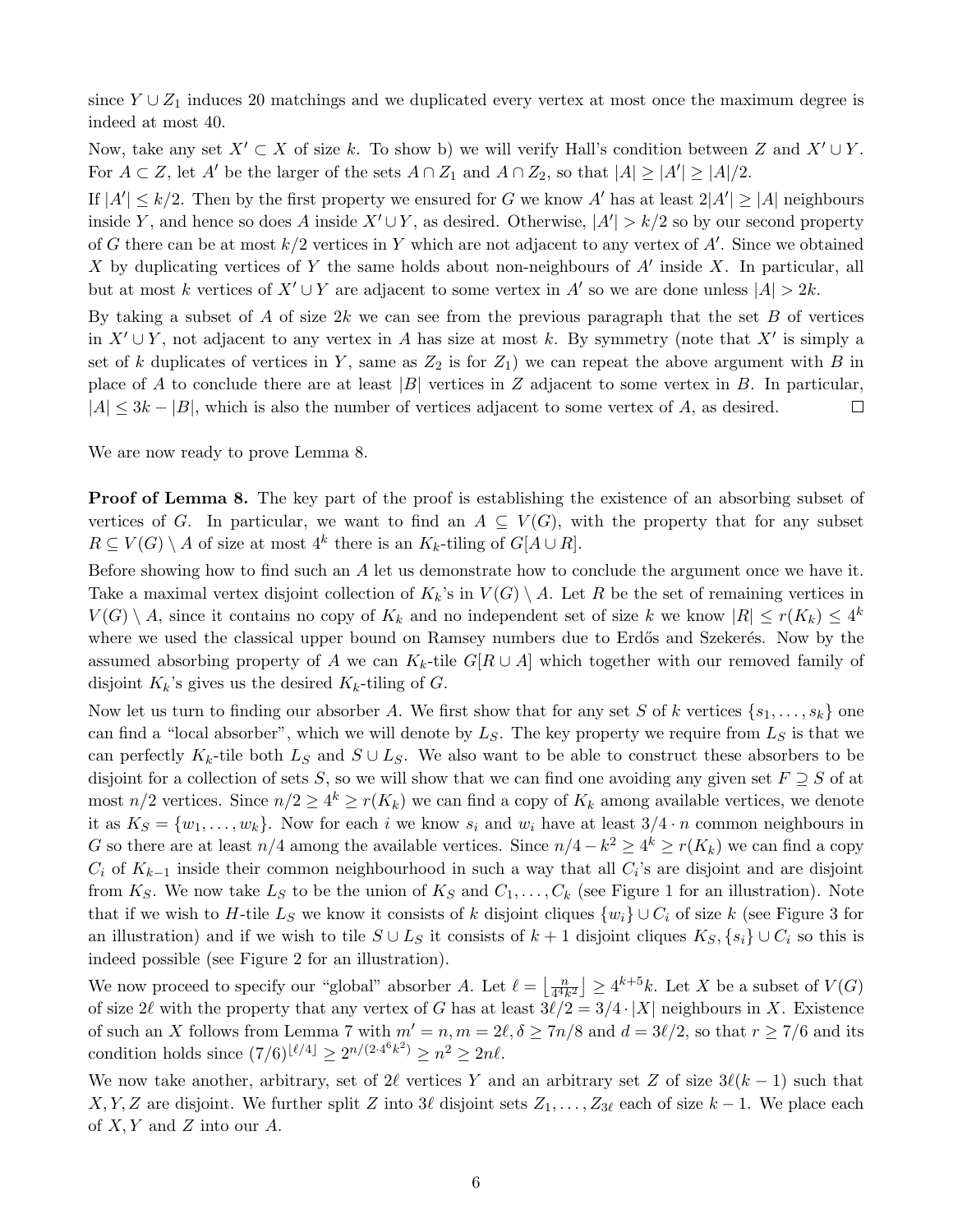since $Y \cup Z_1$ induces 20 matchings and we duplicated every vertex at most once the maximum degree is indeed at most 40.

Now, take any set $X' \subset X$ of size $k$. To show b) we will verify Hall's condition between $Z$ and $X' \cup Y$. For $A \subset Z$, let $A'$ be the larger of the sets $A \cap Z_1$ and $A \cap Z_2$, so that $|A| \geq |A'| \geq |A|/2$.

If $|A'| \leq k/2$. Then by the first property we ensured for $G$ we know $A'$ has at least $2|A'| \geq |A|$ neighbours inside $Y$, and hence so does $A$ inside $X' \cup Y$, as desired. Otherwise, $|A'| > k/2$ so by our second property of $G$ there can be at most $k/2$ vertices in $Y$ which are not adjacent to any vertex of $A'$. Since we obtained $X$ by duplicating vertices of $Y$ the same holds about non-neighbours of $A'$ inside $X$. In particular, all but at most $k$ vertices of $X' \cup Y$ are adjacent to some vertex in $A'$ so we are done unless $|A| > 2k$.

By taking a subset of $A$ of size $2k$ we can see from the previous paragraph that the set $B$ of vertices in $X' \cup Y$, not adjacent to any vertex in $A$ has size at most $k$. By symmetry (note that $X'$ is simply a set of $k$ duplicates of vertices in $Y$, same as $Z_2$ is for $Z_1$) we can repeat the above argument with $B$ in place of $A$ to conclude there are at least $|B|$ vertices in $Z$ adjacent to some vertex in $B$. In particular, $|A| \leq 3k - |B|$, which is also the number of vertices adjacent to some vertex of $A$, as desired. $\square$

We are now ready to prove Lemma 8.

**Proof of Lemma 8.** The key part of the proof is establishing the existence of an absorbing subset of vertices of $G$. In particular, we want to find an $A \subseteq V(G)$, with the property that for any subset $R \subseteq V(G) \setminus A$ of size at most $4^k$ there is an $K_k$-tiling of $G[A \cup R]$.

Before showing how to find such an $A$ let us demonstrate how to conclude the argument once we have it. Take a maximal vertex disjoint collection of $K_k$'s in $V(G) \setminus A$. Let $R$ be the set of remaining vertices in $V(G) \setminus A$, since it contains no copy of $K_k$ and no independent set of size $k$ we know $|R| \leq r(K_k) \leq 4^k$ where we used the classical upper bound on Ramsey numbers due to Erdős and Szekerés. Now by the assumed absorbing property of $A$ we can $K_k$-tile $G[R \cup A]$ which together with our removed family of disjoint $K_k$'s gives us the desired $K_k$-tiling of $G$.

Now let us turn to finding our absorber $A$. We first show that for any set $S$ of $k$ vertices $\{s_1, \ldots, s_k\}$ one can find a "local absorber", which we will denote by $L_S$. The key property we require from $L_S$ is that we can perfectly $K_k$-tile both $L_S$ and $S \cup L_S$. We also want to be able to construct these absorbers to be disjoint for a collection of sets $S$, so we will show that we can find one avoiding any given set $F \supseteq S$ of at most $n/2$ vertices. Since $n/2 \geq 4^k \geq r(K_k)$ we can find a copy of $K_k$ among available vertices, we denote it as $K_S = \{w_1, \ldots, w_k\}$. Now for each $i$ we know $s_i$ and $w_i$ have at least $3/4 \cdot n$ common neighbours in $G$ so there are at least $n/4$ among the available vertices. Since $n/4 - k^2 \geq 4^k \geq r(K_k)$ we can find a copy $C_i$ of $K_{k-1}$ inside their common neighbourhood in such a way that all $C_i$'s are disjoint and are disjoint from $K_S$. We now take $L_S$ to be the union of $K_S$ and $C_1, \ldots, C_k$ (see Figure 1 for an illustration). Note that if we wish to $H$-tile $L_S$ we know it consists of $k$ disjoint cliques $\{w_i\} \cup C_i$ of size $k$ (see Figure 3 for an illustration) and if we wish to tile $S \cup L_S$ it consists of $k+1$ disjoint cliques $K_S, \{s_i\} \cup C_i$ so this is indeed possible (see Figure 2 for an illustration).

We now proceed to specify our "global" absorber $A$. Let $\ell = \left\lfloor \frac{n}{4^4 k^2} \right\rfloor \geq 4^{k+5} k$. Let $X$ be a subset of $V(G)$ of size $2\ell$ with the property that any vertex of $G$ has at least $3\ell/2 = 3/4 \cdot |X|$ neighbours in $X$. Existence of such an $X$ follows from Lemma 7 with $m' = n, m = 2\ell, \delta \geq 7n/8$ and $d = 3\ell/2$, so that $r \geq 7/6$ and its condition holds since $(7/6)^{\lfloor \ell/4 \rfloor} \geq 2^{n/(2 \cdot 4^6 k^2)} \geq n^2 \geq 2n\ell$.

We now take another, arbitrary, set of $2\ell$ vertices $Y$ and an arbitrary set $Z$ of size $3\ell(k-1)$ such that $X, Y, Z$ are disjoint. We further split $Z$ into $3\ell$ disjoint sets $Z_1, \ldots, Z_{3\ell}$ each of size $k-1$. We place each of $X, Y$ and $Z$ into our $A$.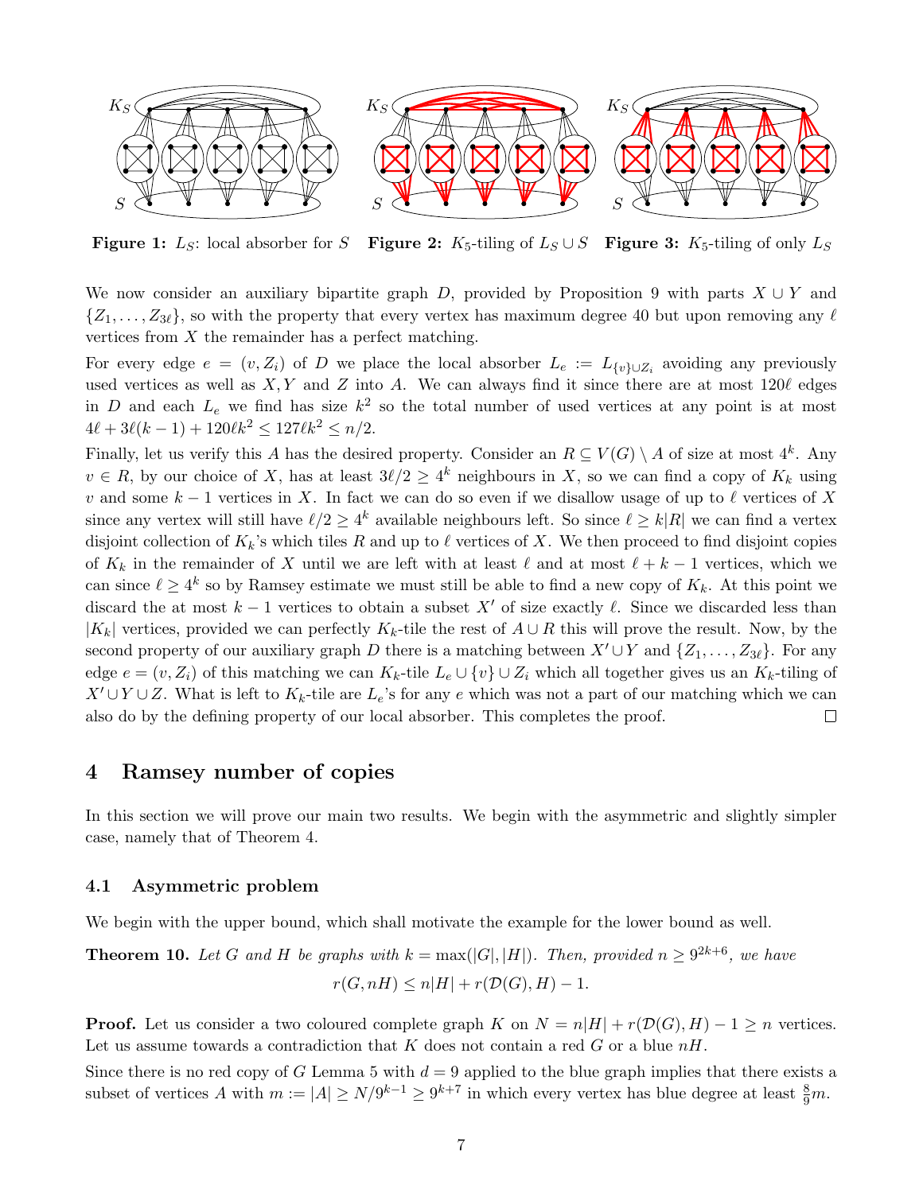**Figure 1:** $L_S$: local absorber for $S$ **Figure 2:** $K_5$-tiling of $L_S \cup S$ **Figure 3:** $K_5$-tiling of only $L_S$

We now consider an auxiliary bipartite graph $D$, provided by Proposition 9 with parts $X \cup Y$ and $\{Z_1, \dots, Z_{3\ell}\}$, so with the property that every vertex has maximum degree 40 but upon removing any $\ell$ vertices from $X$ the remainder has a perfect matching.

For every edge $e = (v, Z_i)$ of $D$ we place the local absorber $L_e := L_{\{v\} \cup Z_i}$ avoiding any previously used vertices as well as $X, Y$ and $Z$ into $A$. We can always find it since there are at most $120\ell$ edges in $D$ and each $L_e$ we find has size $k^2$ so the total number of used vertices at any point is at most $4\ell + 3\ell(k-1) + 120\ell k^2 \le 127\ell k^2 \le n/2$.

Finally, let us verify this $A$ has the desired property. Consider an $R \subseteq V(G) \setminus A$ of size at most $4^k$. Any $v \in R$, by our choice of $X$, has at least $3\ell/2 \ge 4^k$ neighbours in $X$, so we can find a copy of $K_k$ using $v$ and some $k-1$ vertices in $X$. In fact we can do so even if we disallow usage of up to $\ell$ vertices of $X$ since any vertex will still have $\ell/2 \ge 4^k$ available neighbours left. So since $\ell \ge k|R|$ we can find a vertex disjoint collection of $K_k$'s which tiles $R$ and up to $\ell$ vertices of $X$. We then proceed to find disjoint copies of $K_k$ in the remainder of $X$ until we are left with at least $\ell$ and at most $\ell + k - 1$ vertices, which we can since $\ell \ge 4^k$ so by Ramsey estimate we must still be able to find a new copy of $K_k$. At this point we discard the at most $k-1$ vertices to obtain a subset $X'$ of size exactly $\ell$. Since we discarded less than $|K_k|$ vertices, provided we can perfectly $K_k$-tile the rest of $A \cup R$ this will prove the result. Now, by the second property of our auxiliary graph $D$ there is a matching between $X' \cup Y$ and $\{Z_1, \dots, Z_{3\ell}\}$. For any edge $e = (v, Z_i)$ of this matching we can $K_k$-tile $L_e \cup \{v\} \cup Z_i$ which all together gives us an $K_k$-tiling of $X' \cup Y \cup Z$. What is left to $K_k$-tile are $L_e$'s for any $e$ which was not a part of our matching which we can also do by the defining property of our local absorber. This completes the proof. $\square$

## 4 Ramsey number of copies

In this section we will prove our main two results. We begin with the asymmetric and slightly simpler case, namely that of Theorem 4.

### 4.1 Asymmetric problem

We begin with the upper bound, which shall motivate the example for the lower bound as well.

**Theorem 10.** *Let $G$ and $H$ be graphs with $k = \max(|G|, |H|)$. Then, provided $n \ge 9^{2k+6}$, we have*

$$r(G, nH) \le n|H| + r(\mathcal{D}(G), H) - 1.$$

**Proof.** Let us consider a two coloured complete graph $K$ on $N = n|H| + r(\mathcal{D}(G), H) - 1 \ge n$ vertices. Let us assume towards a contradiction that $K$ does not contain a red $G$ or a blue $nH$.

Since there is no red copy of $G$ Lemma 5 with $d = 9$ applied to the blue graph implies that there exists a subset of vertices $A$ with $m := |A| \ge N/9^{k-1} \ge 9^{k+7}$ in which every vertex has blue degree at least $\frac{8}{9}m$.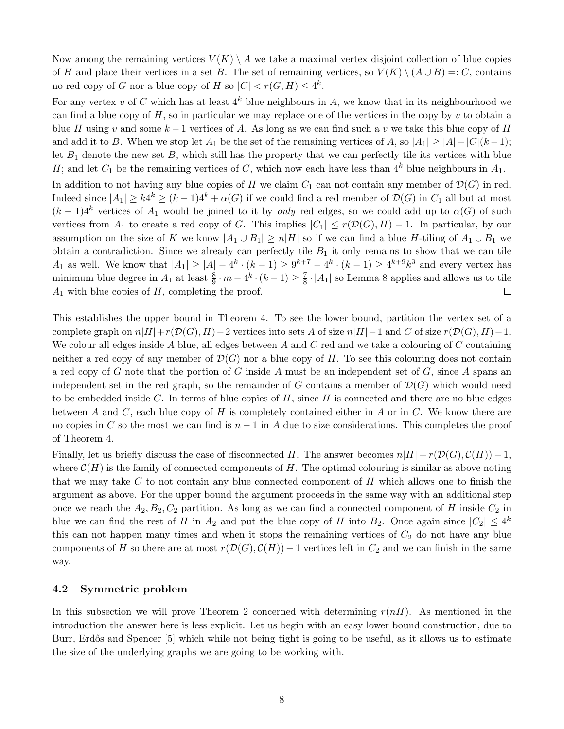Now among the remaining vertices $V(K) \setminus A$ we take a maximal vertex disjoint collection of blue copies of $H$ and place their vertices in a set $B$. The set of remaining vertices, so $V(K) \setminus (A \cup B) =: C$, contains no red copy of $G$ nor a blue copy of $H$ so $|C| < r(G, H) \le 4^k$.

For any vertex $v$ of $C$ which has at least $4^k$ blue neighbours in $A$, we know that in its neighbourhood we can find a blue copy of $H$, so in particular we may replace one of the vertices in the copy by $v$ to obtain a blue $H$ using $v$ and some $k-1$ vertices of $A$. As long as we can find such a $v$ we take this blue copy of $H$ and add it to $B$. When we stop let $A_1$ be the set of the remaining vertices of $A$, so $|A_1| \ge |A| - |C|(k-1)$; let $B_1$ denote the new set $B$, which still has the property that we can perfectly tile its vertices with blue $H$; and let $C_1$ be the remaining vertices of $C$, which now each have less than $4^k$ blue neighbours in $A_1$.

In addition to not having any blue copies of $H$ we claim $C_1$ can not contain any member of $\mathcal{D}(G)$ in red. Indeed since $|A_1| \ge k4^k \ge (k-1)4^k + \alpha(G)$ if we could find a red member of $\mathcal{D}(G)$ in $C_1$ all but at most $(k-1)4^k$ vertices of $A_1$ would be joined to it by *only* red edges, so we could add up to $\alpha(G)$ of such vertices from $A_1$ to create a red copy of $G$. This implies $|C_1| \le r(\mathcal{D}(G), H) - 1$. In particular, by our assumption on the size of $K$ we know $|A_1 \cup B_1| \ge n|H|$ so if we can find a blue $H$-tiling of $A_1 \cup B_1$ we obtain a contradiction. Since we already can perfectly tile $B_1$ it only remains to show that we can tile $A_1$ as well. We know that $|A_1| \ge |A| - 4^k \cdot (k-1) \ge 9^{k+7} - 4^k \cdot (k-1) \ge 4^{k+9}k^3$ and every vertex has minimum blue degree in $A_1$ at least $\frac{8}{9} \cdot m - 4^k \cdot (k-1) \ge \frac{7}{8} \cdot |A_1|$ so Lemma 8 applies and allows us to tile $A_1$ with blue copies of $H$, completing the proof. $\square$

This establishes the upper bound in Theorem 4. To see the lower bound, partition the vertex set of a complete graph on $n|H| + r(\mathcal{D}(G), H) - 2$ vertices into sets $A$ of size $n|H| - 1$ and $C$ of size $r(\mathcal{D}(G), H) - 1$. We colour all edges inside $A$ blue, all edges between $A$ and $C$ red and we take a colouring of $C$ containing neither a red copy of any member of $\mathcal{D}(G)$ nor a blue copy of $H$. To see this colouring does not contain a red copy of $G$ note that the portion of $G$ inside $A$ must be an independent set of $G$, since $A$ spans an independent set in the red graph, so the remainder of $G$ contains a member of $\mathcal{D}(G)$ which would need to be embedded inside $C$. In terms of blue copies of $H$, since $H$ is connected and there are no blue edges between $A$ and $C$, each blue copy of $H$ is completely contained either in $A$ or in $C$. We know there are no copies in $C$ so the most we can find is $n-1$ in $A$ due to size considerations. This completes the proof of Theorem 4.

Finally, let us briefly discuss the case of disconnected $H$. The answer becomes $n|H| + r(\mathcal{D}(G), \mathcal{C}(H)) - 1$, where $\mathcal{C}(H)$ is the family of connected components of $H$. The optimal colouring is similar as above noting that we may take $C$ to not contain any blue connected component of $H$ which allows one to finish the argument as above. For the upper bound the argument proceeds in the same way with an additional step once we reach the $A_2, B_2, C_2$ partition. As long as we can find a connected component of $H$ inside $C_2$ in blue we can find the rest of $H$ in $A_2$ and put the blue copy of $H$ into $B_2$. Once again since $|C_2| \le 4^k$ this can not happen many times and when it stops the remaining vertices of $C_2$ do not have any blue components of $H$ so there are at most $r(\mathcal{D}(G), \mathcal{C}(H)) - 1$ vertices left in $C_2$ and we can finish in the same way.

### 4.2 Symmetric problem

In this subsection we will prove Theorem 2 concerned with determining $r(nH)$. As mentioned in the introduction the answer here is less explicit. Let us begin with an easy lower bound construction, due to Burr, Erdős and Spencer [5] which while not being tight is going to be useful, as it allows us to estimate the size of the underlying graphs we are going to be working with.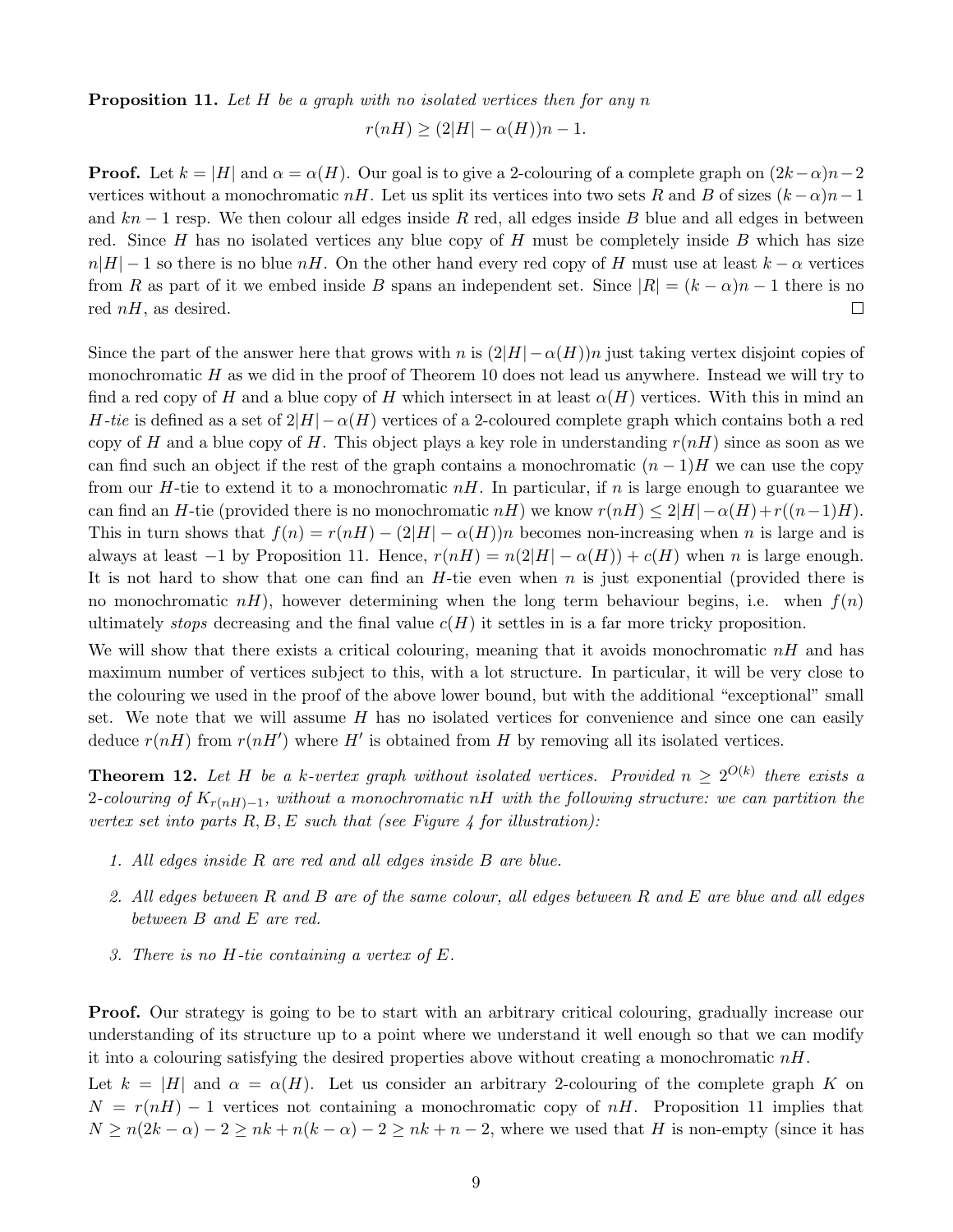**Proposition 11.** *Let $H$ be a graph with no isolated vertices then for any $n$*

$$r(nH) \geq (2|H| - \alpha(H))n - 1.$$

**Proof.** Let $k = |H|$ and $\alpha = \alpha(H)$. Our goal is to give a 2-colouring of a complete graph on $(2k-\alpha)n-2$ vertices without a monochromatic $nH$. Let us split its vertices into two sets $R$ and $B$ of sizes $(k-\alpha)n-1$ and $kn-1$ resp. We then colour all edges inside $R$ red, all edges inside $B$ blue and all edges in between red. Since $H$ has no isolated vertices any blue copy of $H$ must be completely inside $B$ which has size $n|H|-1$ so there is no blue $nH$. On the other hand every red copy of $H$ must use at least $k-\alpha$ vertices from $R$ as part of it we embed inside $B$ spans an independent set. Since $|R| = (k-\alpha)n-1$ there is no red $nH$, as desired. □

Since the part of the answer here that grows with $n$ is $(2|H|-\alpha(H))n$ just taking vertex disjoint copies of monochromatic $H$ as we did in the proof of Theorem 10 does not lead us anywhere. Instead we will try to find a red copy of $H$ and a blue copy of $H$ which intersect in at least $\alpha(H)$ vertices. With this in mind an *$H$-tie* is defined as a set of $2|H|-\alpha(H)$ vertices of a 2-coloured complete graph which contains both a red copy of $H$ and a blue copy of $H$. This object plays a key role in understanding $r(nH)$ since as soon as we can find such an object if the rest of the graph contains a monochromatic $(n-1)H$ we can use the copy from our $H$-tie to extend it to a monochromatic $nH$. In particular, if $n$ is large enough to guarantee we can find an $H$-tie (provided there is no monochromatic $nH$) we know $r(nH) \leq 2|H|-\alpha(H)+r((n-1)H)$. This in turn shows that $f(n) = r(nH) - (2|H| - \alpha(H))n$ becomes non-increasing when $n$ is large and is always at least $-1$ by Proposition 11. Hence, $r(nH) = n(2|H| - \alpha(H)) + c(H)$ when $n$ is large enough. It is not hard to show that one can find an $H$-tie even when $n$ is just exponential (provided there is no monochromatic $nH$), however determining when the long term behaviour begins, i.e. when $f(n)$ ultimately *stops* decreasing and the final value $c(H)$ it settles in is a far more tricky proposition.

We will show that there exists a critical colouring, meaning that it avoids monochromatic $nH$ and has maximum number of vertices subject to this, with a lot structure. In particular, it will be very close to the colouring we used in the proof of the above lower bound, but with the additional "exceptional" small set. We note that we will assume $H$ has no isolated vertices for convenience and since one can easily deduce $r(nH)$ from $r(nH')$ where $H'$ is obtained from $H$ by removing all its isolated vertices.

**Theorem 12.** *Let $H$ be a $k$-vertex graph without isolated vertices. Provided $n \geq 2^{O(k)}$ there exists a 2-colouring of $K_{r(nH)-1}$, without a monochromatic $nH$ with the following structure: we can partition the vertex set into parts $R, B, E$ such that (see Figure 4 for illustration):*

1. *All edges inside $R$ are red and all edges inside $B$ are blue.*
2. *All edges between $R$ and $B$ are of the same colour, all edges between $R$ and $E$ are blue and all edges between $B$ and $E$ are red.*
3. *There is no $H$-tie containing a vertex of $E$.*

**Proof.** Our strategy is going to be to start with an arbitrary critical colouring, gradually increase our understanding of its structure up to a point where we understand it well enough so that we can modify it into a colouring satisfying the desired properties above without creating a monochromatic $nH$.

Let $k = |H|$ and $\alpha = \alpha(H)$. Let us consider an arbitrary 2-colouring of the complete graph $K$ on $N = r(nH) - 1$ vertices not containing a monochromatic copy of $nH$. Proposition 11 implies that $N \geq n(2k-\alpha) - 2 \geq nk + n(k-\alpha) - 2 \geq nk + n - 2$, where we used that $H$ is non-empty (since it has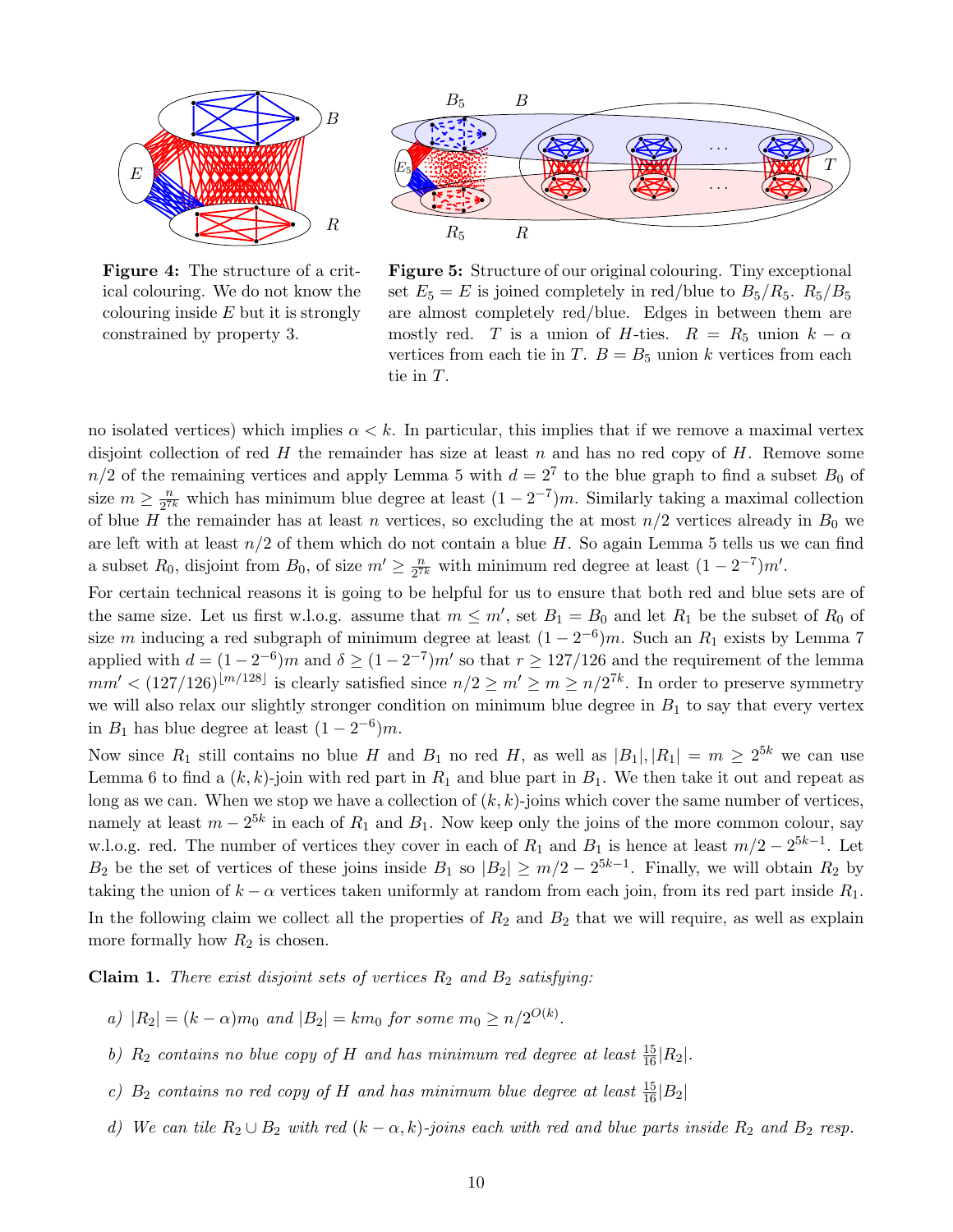**Figure 4:** The structure of a critical colouring. We do not know the colouring inside $E$ but it is strongly constrained by property 3.

**Figure 5:** Structure of our original colouring. Tiny exceptional set $E_5 = E$ is joined completely in red/blue to $B_5/R_5$. $R_5/B_5$ are almost completely red/blue. Edges in between them are mostly red. $T$ is a union of $H$-ties. $R = R_5$ union $k - \alpha$ vertices from each tie in $T$. $B = B_5$ union $k$ vertices from each tie in $T$.

no isolated vertices) which implies $\alpha < k$. In particular, this implies that if we remove a maximal vertex disjoint collection of red $H$ the remainder has size at least $n$ and has no red copy of $H$. Remove some $n/2$ of the remaining vertices and apply Lemma 5 with $d = 2^7$ to the blue graph to find a subset $B_0$ of size $m \geq \frac{n}{2^{7k}}$ which has minimum blue degree at least $(1 - 2^{-7})m$. Similarly taking a maximal collection of blue $H$ the remainder has at least $n$ vertices, so excluding the at most $n/2$ vertices already in $B_0$ we are left with at least $n/2$ of them which do not contain a blue $H$. So again Lemma 5 tells us we can find a subset $R_0$, disjoint from $B_0$, of size $m' \geq \frac{n}{2^{7k}}$ with minimum red degree at least $(1 - 2^{-7})m'$.

For certain technical reasons it is going to be helpful for us to ensure that both red and blue sets are of the same size. Let us first w.l.o.g. assume that $m \leq m'$, set $B_1 = B_0$ and let $R_1$ be the subset of $R_0$ of size $m$ inducing a red subgraph of minimum degree at least $(1 - 2^{-6})m$. Such an $R_1$ exists by Lemma 7 applied with $d = (1 - 2^{-6})m$ and $\delta \geq (1 - 2^{-7})m'$ so that $r \geq 127/126$ and the requirement of the lemma $mm' < (127/126)^{\lfloor m/128 \rfloor}$ is clearly satisfied since $n/2 \geq m' \geq m \geq n/2^{7k}$. In order to preserve symmetry we will also relax our slightly stronger condition on minimum blue degree in $B_1$ to say that every vertex in $B_1$ has blue degree at least $(1 - 2^{-6})m$.

Now since $R_1$ still contains no blue $H$ and $B_1$ no red $H$, as well as $|B_1|, |R_1| = m \geq 2^{5k}$ we can use Lemma 6 to find a $(k, k)$-join with red part in $R_1$ and blue part in $B_1$. We then take it out and repeat as long as we can. When we stop we have a collection of $(k, k)$-joins which cover the same number of vertices, namely at least $m - 2^{5k}$ in each of $R_1$ and $B_1$. Now keep only the joins of the more common colour, say w.l.o.g. red. The number of vertices they cover in each of $R_1$ and $B_1$ is hence at least $m/2 - 2^{5k-1}$. Let $B_2$ be the set of vertices of these joins inside $B_1$ so $|B_2| \geq m/2 - 2^{5k-1}$. Finally, we will obtain $R_2$ by taking the union of $k - \alpha$ vertices taken uniformly at random from each join, from its red part inside $R_1$. In the following claim we collect all the properties of $R_2$ and $B_2$ that we will require, as well as explain more formally how $R_2$ is chosen.

**Claim 1.** *There exist disjoint sets of vertices $R_2$ and $B_2$ satisfying:*

*a) $|R_2| = (k - \alpha)m_0$ and $|B_2| = km_0$ for some $m_0 \geq n/2^{O(k)}$.*

*b) $R_2$ contains no blue copy of $H$ and has minimum red degree at least $\frac{15}{16}|R_2|$.*

*c) $B_2$ contains no red copy of $H$ and has minimum blue degree at least $\frac{15}{16}|B_2|$*

*d) We can tile $R_2 \cup B_2$ with red $(k - \alpha, k)$-joins each with red and blue parts inside $R_2$ and $B_2$ resp.*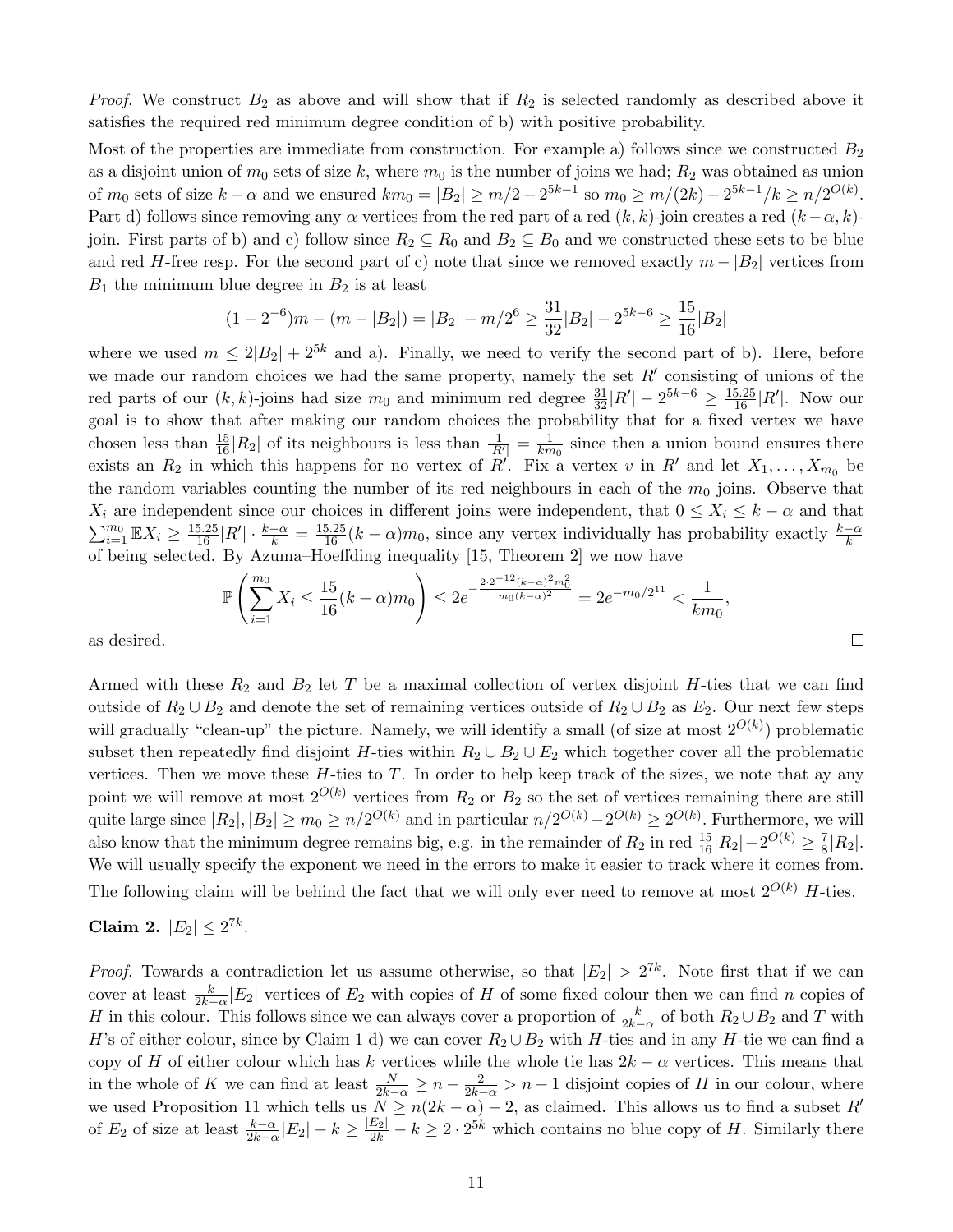*Proof.* We construct $B_2$ as above and will show that if $R_2$ is selected randomly as described above it satisfies the required red minimum degree condition of b) with positive probability.

Most of the properties are immediate from construction. For example a) follows since we constructed $B_2$ as a disjoint union of $m_0$ sets of size $k$, where $m_0$ is the number of joins we had; $R_2$ was obtained as union of $m_0$ sets of size $k-\alpha$ and we ensured $km_0 = |B_2| \geq m/2 - 2^{5k-1}$ so $m_0 \geq m/(2k) - 2^{5k-1}/k \geq n/2^{O(k)}$. Part d) follows since removing any $\alpha$ vertices from the red part of a red $(k,k)$-join creates a red $(k-\alpha, k)$-join. First parts of b) and c) follow since $R_2 \subseteq R_0$ and $B_2 \subseteq B_0$ and we constructed these sets to be blue and red $H$-free resp. For the second part of c) note that since we removed exactly $m - |B_2|$ vertices from $B_1$ the minimum blue degree in $B_2$ is at least

$$(1-2^{-6})m - (m - |B_2|) = |B_2| - m/2^6 \geq \frac{31}{32}|B_2| - 2^{5k-6} \geq \frac{15}{16}|B_2|$$

where we used $m \leq 2|B_2| + 2^{5k}$ and a). Finally, we need to verify the second part of b). Here, before we made our random choices we had the same property, namely the set $R'$ consisting of unions of the red parts of our $(k,k)$-joins had size $m_0$ and minimum red degree $\frac{31}{32}|R'| - 2^{5k-6} \geq \frac{15.25}{16}|R'|$. Now our goal is to show that after making our random choices the probability that for a fixed vertex we have chosen less than $\frac{15}{16}|R_2|$ of its neighbours is less than $\frac{1}{|R'|} = \frac{1}{km_0}$ since then a union bound ensures there exists an $R_2$ in which this happens for no vertex of $R'$. Fix a vertex $v$ in $R'$ and let $X_1, \ldots, X_{m_0}$ be the random variables counting the number of its red neighbours in each of the $m_0$ joins. Observe that $X_i$ are independent since our choices in different joins were independent, that $0 \leq X_i \leq k - \alpha$ and that $\sum_{i=1}^{m_0} \mathbb{E}X_i \geq \frac{15.25}{16}|R'| \cdot \frac{k-\alpha}{k} = \frac{15.25}{16}(k-\alpha)m_0$, since any vertex individually has probability exactly $\frac{k-\alpha}{k}$ of being selected. By Azuma–Hoeffding inequality [15, Theorem 2] we now have

$$\mathbb{P}\left(\sum_{i=1}^{m_0} X_i \leq \frac{15}{16}(k-\alpha)m_0\right) \leq 2e^{-\frac{2 \cdot 2^{-12}(k-\alpha)^2 m_0^2}{m_0(k-\alpha)^2}} = 2e^{-m_0/2^{11}} < \frac{1}{km_0},$$

as desired. □

Armed with these $R_2$ and $B_2$ let $T$ be a maximal collection of vertex disjoint $H$-ties that we can find outside of $R_2 \cup B_2$ and denote the set of remaining vertices outside of $R_2 \cup B_2$ as $E_2$. Our next few steps will gradually "clean-up" the picture. Namely, we will identify a small (of size at most $2^{O(k)}$) problematic subset then repeatedly find disjoint $H$-ties within $R_2 \cup B_2 \cup E_2$ which together cover all the problematic vertices. Then we move these $H$-ties to $T$. In order to help keep track of the sizes, we note that ay any point we will remove at most $2^{O(k)}$ vertices from $R_2$ or $B_2$ so the set of vertices remaining there are still quite large since $|R_2|, |B_2| \geq m_0 \geq n/2^{O(k)}$ and in particular $n/2^{O(k)} - 2^{O(k)} \geq 2^{O(k)}$. Furthermore, we will also know that the minimum degree remains big, e.g. in the remainder of $R_2$ in red $\frac{15}{16}|R_2| - 2^{O(k)} \geq \frac{7}{8}|R_2|$. We will usually specify the exponent we need in the errors to make it easier to track where it comes from. The following claim will be behind the fact that we will only ever need to remove at most $2^{O(k)}$ $H$-ties.

**Claim 2.** $|E_2| \leq 2^{7k}$.

*Proof.* Towards a contradiction let us assume otherwise, so that $|E_2| > 2^{7k}$. Note first that if we can cover at least $\frac{k}{2k-\alpha}|E_2|$ vertices of $E_2$ with copies of $H$ of some fixed colour then we can find $n$ copies of $H$ in this colour. This follows since we can always cover a proportion of $\frac{k}{2k-\alpha}$ of both $R_2 \cup B_2$ and $T$ with $H$'s of either colour, since by Claim 1 d) we can cover $R_2 \cup B_2$ with $H$-ties and in any $H$-tie we can find a copy of $H$ of either colour which has $k$ vertices while the whole tie has $2k - \alpha$ vertices. This means that in the whole of $K$ we can find at least $\frac{N}{2k-\alpha} \geq n - \frac{2}{2k-\alpha} > n - 1$ disjoint copies of $H$ in our colour, where we used Proposition 11 which tells us $N \geq n(2k-\alpha) - 2$, as claimed. This allows us to find a subset $R'$ of $E_2$ of size at least $\frac{k-\alpha}{2k-\alpha}|E_2| - k \geq \frac{|E_2|}{2k} - k \geq 2 \cdot 2^{5k}$ which contains no blue copy of $H$. Similarly there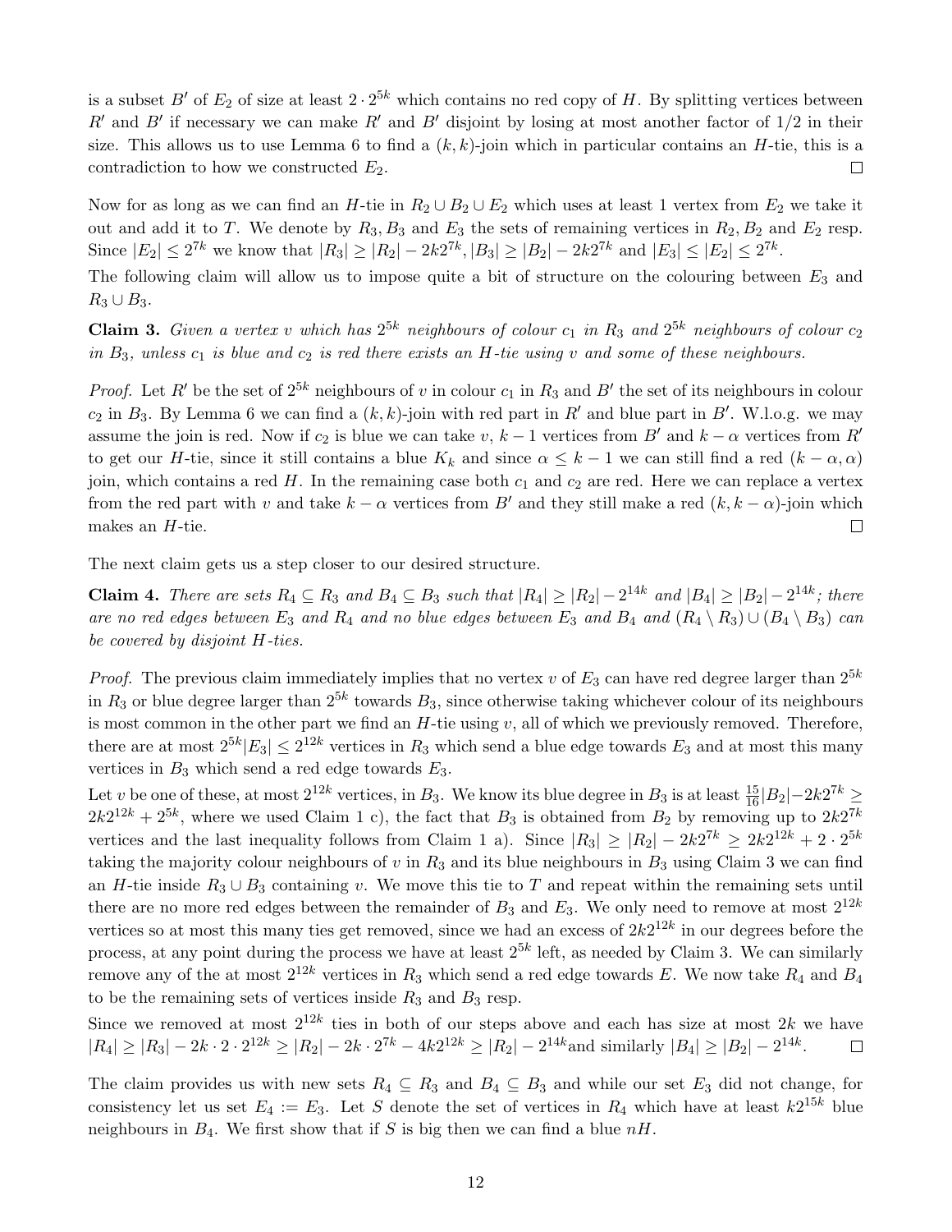is a subset $B'$ of $E_2$ of size at least $2 \cdot 2^{5k}$ which contains no red copy of $H$. By splitting vertices between $R'$ and $B'$ if necessary we can make $R'$ and $B'$ disjoint by losing at most another factor of $1/2$ in their size. This allows us to use Lemma 6 to find a $(k,k)$-join which in particular contains an $H$-tie, this is a contradiction to how we constructed $E_2$. $\square$

Now for as long as we can find an $H$-tie in $R_2 \cup B_2 \cup E_2$ which uses at least 1 vertex from $E_2$ we take it out and add it to $T$. We denote by $R_3, B_3$ and $E_3$ the sets of remaining vertices in $R_2, B_2$ and $E_2$ resp. Since $|E_2| \le 2^{7k}$ we know that $|R_3| \ge |R_2| - 2k2^{7k}, |B_3| \ge |B_2| - 2k2^{7k}$ and $|E_3| \le |E_2| \le 2^{7k}$.

The following claim will allow us to impose quite a bit of structure on the colouring between $E_3$ and $R_3 \cup B_3$.

**Claim 3.** *Given a vertex $v$ which has $2^{5k}$ neighbours of colour $c_1$ in $R_3$ and $2^{5k}$ neighbours of colour $c_2$ in $B_3$, unless $c_1$ is blue and $c_2$ is red there exists an $H$-tie using $v$ and some of these neighbours.*

*Proof.* Let $R'$ be the set of $2^{5k}$ neighbours of $v$ in colour $c_1$ in $R_3$ and $B'$ the set of its neighbours in colour $c_2$ in $B_3$. By Lemma 6 we can find a $(k,k)$-join with red part in $R'$ and blue part in $B'$. W.l.o.g. we may assume the join is red. Now if $c_2$ is blue we can take $v$, $k-1$ vertices from $B'$ and $k-\alpha$ vertices from $R'$ to get our $H$-tie, since it still contains a blue $K_k$ and since $\alpha \le k-1$ we can still find a red $(k-\alpha, \alpha)$ join, which contains a red $H$. In the remaining case both $c_1$ and $c_2$ are red. Here we can replace a vertex from the red part with $v$ and take $k-\alpha$ vertices from $B'$ and they still make a red $(k, k-\alpha)$-join which makes an $H$-tie. $\square$

The next claim gets us a step closer to our desired structure.

**Claim 4.** *There are sets $R_4 \subseteq R_3$ and $B_4 \subseteq B_3$ such that $|R_4| \ge |R_2| - 2^{14k}$ and $|B_4| \ge |B_2| - 2^{14k}$; there are no red edges between $E_3$ and $R_4$ and no blue edges between $E_3$ and $B_4$ and $(R_4 \setminus R_3) \cup (B_4 \setminus B_3)$ can be covered by disjoint $H$-ties.*

*Proof.* The previous claim immediately implies that no vertex $v$ of $E_3$ can have red degree larger than $2^{5k}$ in $R_3$ or blue degree larger than $2^{5k}$ towards $B_3$, since otherwise taking whichever colour of its neighbours is most common in the other part we find an $H$-tie using $v$, all of which we previously removed. Therefore, there are at most $2^{5k}|E_3| \le 2^{12k}$ vertices in $R_3$ which send a blue edge towards $E_3$ and at most this many vertices in $B_3$ which send a red edge towards $E_3$.

Let $v$ be one of these, at most $2^{12k}$ vertices, in $B_3$. We know its blue degree in $B_3$ is at least $\frac{15}{16}|B_2| - 2k2^{7k} \ge 2k2^{12k} + 2^{5k}$, where we used Claim 1 c), the fact that $B_3$ is obtained from $B_2$ by removing up to $2k2^{7k}$ vertices and the last inequality follows from Claim 1 a). Since $|R_3| \ge |R_2| - 2k2^{7k} \ge 2k2^{12k} + 2 \cdot 2^{5k}$ taking the majority colour neighbours of $v$ in $R_3$ and its blue neighbours in $B_3$ using Claim 3 we can find an $H$-tie inside $R_3 \cup B_3$ containing $v$. We move this tie to $T$ and repeat within the remaining sets until there are no more red edges between the remainder of $B_3$ and $E_3$. We only need to remove at most $2^{12k}$ vertices so at most this many ties get removed, since we had an excess of $2k2^{12k}$ in our degrees before the process, at any point during the process we have at least $2^{5k}$ left, as needed by Claim 3. We can similarly remove any of the at most $2^{12k}$ vertices in $R_3$ which send a red edge towards $E$. We now take $R_4$ and $B_4$ to be the remaining sets of vertices inside $R_3$ and $B_3$ resp.

Since we removed at most $2^{12k}$ ties in both of our steps above and each has size at most $2k$ we have $|R_4| \ge |R_3| - 2k \cdot 2 \cdot 2^{12k} \ge |R_2| - 2k \cdot 2^{7k} - 4k2^{12k} \ge |R_2| - 2^{14k}$and similarly $|B_4| \ge |B_2| - 2^{14k}$. $\square$

The claim provides us with new sets $R_4 \subseteq R_3$ and $B_4 \subseteq B_3$ and while our set $E_3$ did not change, for consistency let us set $E_4 := E_3$. Let $S$ denote the set of vertices in $R_4$ which have at least $k2^{15k}$ blue neighbours in $B_4$. We first show that if $S$ is big then we can find a blue $nH$.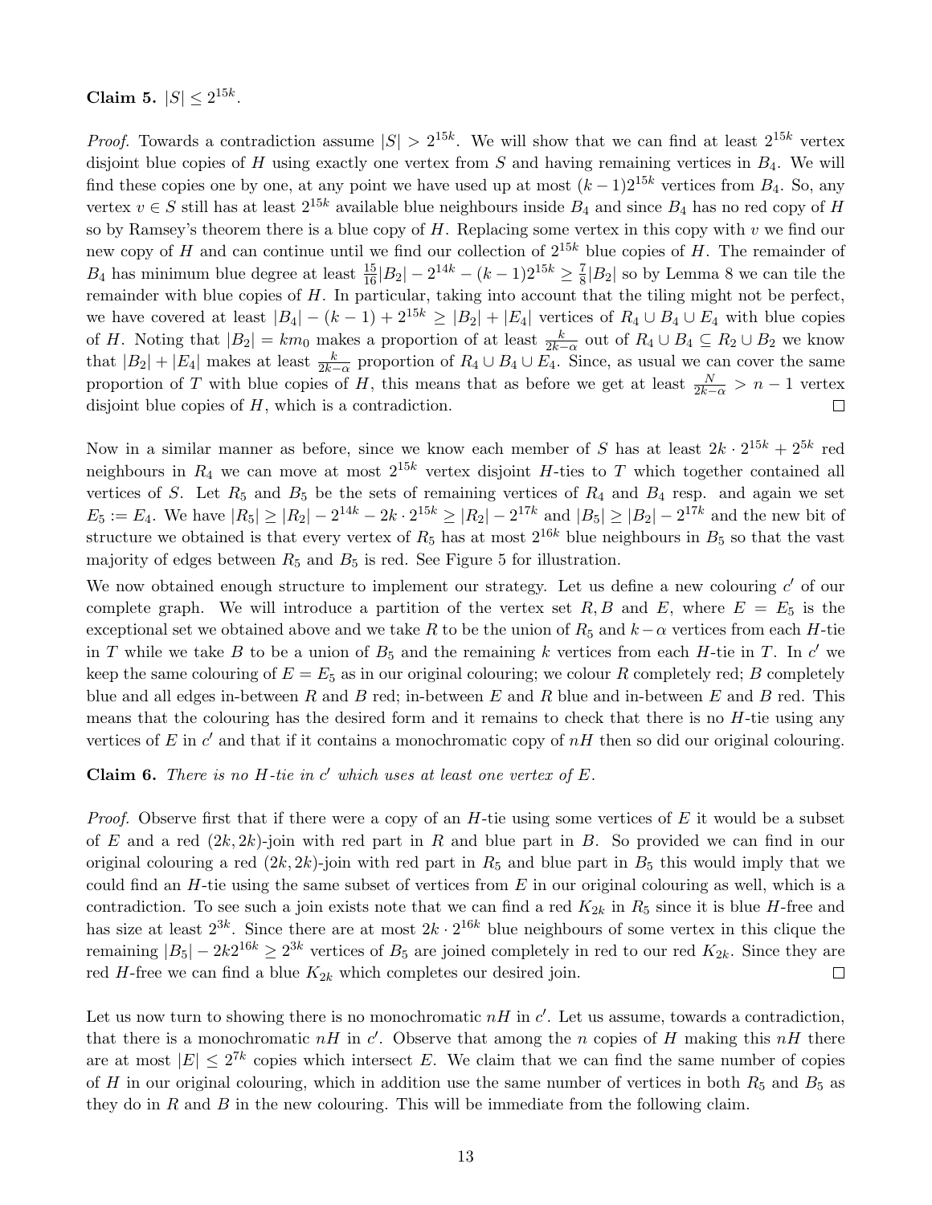**Claim 5.** $|S| \le 2^{15k}$.

*Proof.* Towards a contradiction assume $|S| > 2^{15k}$. We will show that we can find at least $2^{15k}$ vertex disjoint blue copies of $H$ using exactly one vertex from $S$ and having remaining vertices in $B_4$. We will find these copies one by one, at any point we have used up at most $(k-1)2^{15k}$ vertices from $B_4$. So, any vertex $v \in S$ still has at least $2^{15k}$ available blue neighbours inside $B_4$ and since $B_4$ has no red copy of $H$ so by Ramsey's theorem there is a blue copy of $H$. Replacing some vertex in this copy with $v$ we find our new copy of $H$ and can continue until we find our collection of $2^{15k}$ blue copies of $H$. The remainder of $B_4$ has minimum blue degree at least $\frac{15}{16}|B_2| - 2^{14k} - (k-1)2^{15k} \ge \frac{7}{8}|B_2|$ so by Lemma 8 we can tile the remainder with blue copies of $H$. In particular, taking into account that the tiling might not be perfect, we have covered at least $|B_4| - (k-1) + 2^{15k} \ge |B_2| + |E_4|$ vertices of $R_4 \cup B_4 \cup E_4$ with blue copies of $H$. Noting that $|B_2| = km_0$ makes a proportion of at least $\frac{k}{2k-\alpha}$ out of $R_4 \cup B_4 \subseteq R_2 \cup B_2$ we know that $|B_2| + |E_4|$ makes at least $\frac{k}{2k-\alpha}$ proportion of $R_4 \cup B_4 \cup E_4$. Since, as usual we can cover the same proportion of $T$ with blue copies of $H$, this means that as before we get at least $\frac{N}{2k-\alpha} > n-1$ vertex disjoint blue copies of $H$, which is a contradiction. $\square$

Now in a similar manner as before, since we know each member of $S$ has at least $2k \cdot 2^{15k} + 2^{5k}$ red neighbours in $R_4$ we can move at most $2^{15k}$ vertex disjoint $H$-ties to $T$ which together contained all vertices of $S$. Let $R_5$ and $B_5$ be the sets of remaining vertices of $R_4$ and $B_4$ resp. and again we set $E_5 := E_4$. We have $|R_5| \ge |R_2| - 2^{14k} - 2k \cdot 2^{15k} \ge |R_2| - 2^{17k}$ and $|B_5| \ge |B_2| - 2^{17k}$ and the new bit of structure we obtained is that every vertex of $R_5$ has at most $2^{16k}$ blue neighbours in $B_5$ so that the vast majority of edges between $R_5$ and $B_5$ is red. See Figure 5 for illustration.

We now obtained enough structure to implement our strategy. Let us define a new colouring $c'$ of our complete graph. We will introduce a partition of the vertex set $R, B$ and $E$, where $E = E_5$ is the exceptional set we obtained above and we take $R$ to be the union of $R_5$ and $k-\alpha$ vertices from each $H$-tie in $T$ while we take $B$ to be a union of $B_5$ and the remaining $k$ vertices from each $H$-tie in $T$. In $c'$ we keep the same colouring of $E = E_5$ as in our original colouring; we colour $R$ completely red; $B$ completely blue and all edges in-between $R$ and $B$ red; in-between $E$ and $R$ blue and in-between $E$ and $B$ red. This means that the colouring has the desired form and it remains to check that there is no $H$-tie using any vertices of $E$ in $c'$ and that if it contains a monochromatic copy of $nH$ then so did our original colouring.

**Claim 6.** *There is no $H$-tie in $c'$ which uses at least one vertex of $E$.*

*Proof.* Observe first that if there were a copy of an $H$-tie using some vertices of $E$ it would be a subset of $E$ and a red $(2k, 2k)$-join with red part in $R$ and blue part in $B$. So provided we can find in our original colouring a red $(2k, 2k)$-join with red part in $R_5$ and blue part in $B_5$ this would imply that we could find an $H$-tie using the same subset of vertices from $E$ in our original colouring as well, which is a contradiction. To see such a join exists note that we can find a red $K_{2k}$ in $R_5$ since it is blue $H$-free and has size at least $2^{3k}$. Since there are at most $2k \cdot 2^{16k}$ blue neighbours of some vertex in this clique the remaining $|B_5| - 2k2^{16k} \ge 2^{3k}$ vertices of $B_5$ are joined completely in red to our red $K_{2k}$. Since they are red $H$-free we can find a blue $K_{2k}$ which completes our desired join. $\square$

Let us now turn to showing there is no monochromatic $nH$ in $c'$. Let us assume, towards a contradiction, that there is a monochromatic $nH$ in $c'$. Observe that among the $n$ copies of $H$ making this $nH$ there are at most $|E| \le 2^{7k}$ copies which intersect $E$. We claim that we can find the same number of copies of $H$ in our original colouring, which in addition use the same number of vertices in both $R_5$ and $B_5$ as they do in $R$ and $B$ in the new colouring. This will be immediate from the following claim.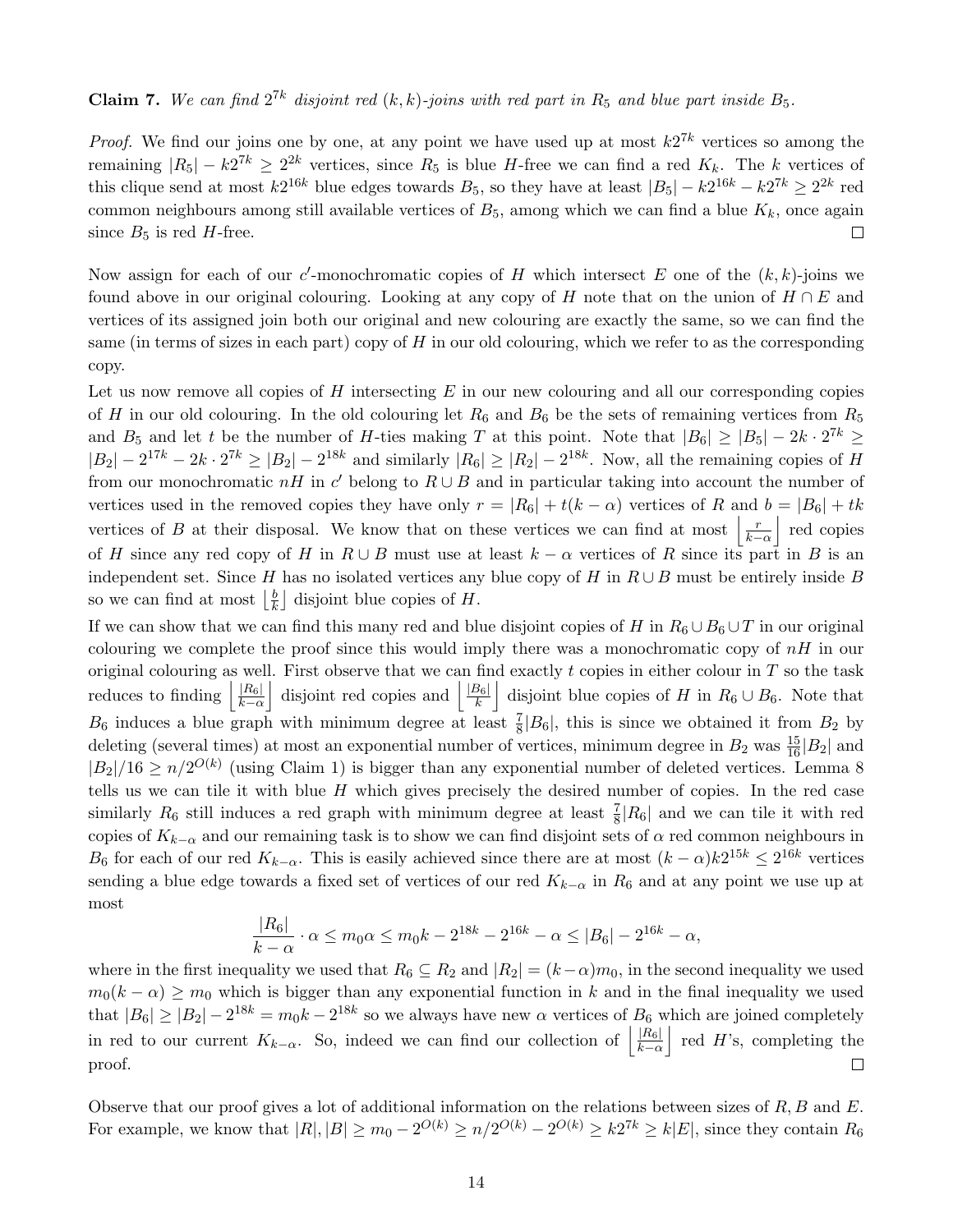**Claim 7.** *We can find $2^{7k}$ disjoint red $(k,k)$-joins with red part in $R_5$ and blue part inside $B_5$.*

*Proof.* We find our joins one by one, at any point we have used up at most $k2^{7k}$ vertices so among the remaining $|R_5| - k2^{7k} \geq 2^{2k}$ vertices, since $R_5$ is blue $H$-free we can find a red $K_k$. The $k$ vertices of this clique send at most $k2^{16k}$ blue edges towards $B_5$, so they have at least $|B_5| - k2^{16k} - k2^{7k} \geq 2^{2k}$ red common neighbours among still available vertices of $B_5$, among which we can find a blue $K_k$, once again since $B_5$ is red $H$-free. $\square$

Now assign for each of our $c'$-monochromatic copies of $H$ which intersect $E$ one of the $(k,k)$-joins we found above in our original colouring. Looking at any copy of $H$ note that on the union of $H \cap E$ and vertices of its assigned join both our original and new colouring are exactly the same, so we can find the same (in terms of sizes in each part) copy of $H$ in our old colouring, which we refer to as the corresponding copy.

Let us now remove all copies of $H$ intersecting $E$ in our new colouring and all our corresponding copies of $H$ in our old colouring. In the old colouring let $R_6$ and $B_6$ be the sets of remaining vertices from $R_5$ and $B_5$ and let $t$ be the number of $H$-ties making $T$ at this point. Note that $|B_6| \geq |B_5| - 2k \cdot 2^{7k} \geq |B_2| - 2^{17k} - 2k \cdot 2^{7k} \geq |B_2| - 2^{18k}$ and similarly $|R_6| \geq |R_2| - 2^{18k}$. Now, all the remaining copies of $H$ from our monochromatic $nH$ in $c'$ belong to $R \cup B$ and in particular taking into account the number of vertices used in the removed copies they have only $r = |R_6| + t(k - \alpha)$ vertices of $R$ and $b = |B_6| + tk$ vertices of $B$ at their disposal. We know that on these vertices we can find at most $\left\lfloor \frac{r}{k-\alpha} \right\rfloor$ red copies of $H$ since any red copy of $H$ in $R \cup B$ must use at least $k - \alpha$ vertices of $R$ since its part in $B$ is an independent set. Since $H$ has no isolated vertices any blue copy of $H$ in $R \cup B$ must be entirely inside $B$ so we can find at most $\left\lfloor \frac{b}{k} \right\rfloor$ disjoint blue copies of $H$.

If we can show that we can find this many red and blue disjoint copies of $H$ in $R_6 \cup B_6 \cup T$ in our original colouring we complete the proof since this would imply there was a monochromatic copy of $nH$ in our original colouring as well. First observe that we can find exactly $t$ copies in either colour in $T$ so the task reduces to finding $\left\lfloor \frac{|R_6|}{k-\alpha} \right\rfloor$ disjoint red copies and $\left\lfloor \frac{|B_6|}{k} \right\rfloor$ disjoint blue copies of $H$ in $R_6 \cup B_6$. Note that $B_6$ induces a blue graph with minimum degree at least $\frac{7}{8}|B_6|$, this is since we obtained it from $B_2$ by deleting (several times) at most an exponential number of vertices, minimum degree in $B_2$ was $\frac{15}{16}|B_2|$ and $|B_2|/16 \geq n/2^{O(k)}$ (using Claim 1) is bigger than any exponential number of deleted vertices. Lemma 8 tells us we can tile it with blue $H$ which gives precisely the desired number of copies. In the red case similarly $R_6$ still induces a red graph with minimum degree at least $\frac{7}{8}|R_6|$ and we can tile it with red copies of $K_{k-\alpha}$ and our remaining task is to show we can find disjoint sets of $\alpha$ red common neighbours in $B_6$ for each of our red $K_{k-\alpha}$. This is easily achieved since there are at most $(k-\alpha)k2^{15k} \leq 2^{16k}$ vertices sending a blue edge towards a fixed set of vertices of our red $K_{k-\alpha}$ in $R_6$ and at any point we use up at most

$$\frac{|R_6|}{k-\alpha} \cdot \alpha \leq m_0 \alpha \leq m_0 k - 2^{18k} - 2^{16k} - \alpha \leq |B_6| - 2^{16k} - \alpha,$$

where in the first inequality we used that $R_6 \subseteq R_2$ and $|R_2| = (k-\alpha)m_0$, in the second inequality we used $m_0(k-\alpha) \geq m_0$ which is bigger than any exponential function in $k$ and in the final inequality we used that $|B_6| \geq |B_2| - 2^{18k} = m_0 k - 2^{18k}$ so we always have new $\alpha$ vertices of $B_6$ which are joined completely in red to our current $K_{k-\alpha}$. So, indeed we can find our collection of $\left\lfloor \frac{|R_6|}{k-\alpha} \right\rfloor$ red $H$'s, completing the proof. $\square$

Observe that our proof gives a lot of additional information on the relations between sizes of $R, B$ and $E$. For example, we know that $|R|, |B| \geq m_0 - 2^{O(k)} \geq n/2^{O(k)} - 2^{O(k)} \geq k2^{7k} \geq k|E|$, since they contain $R_6$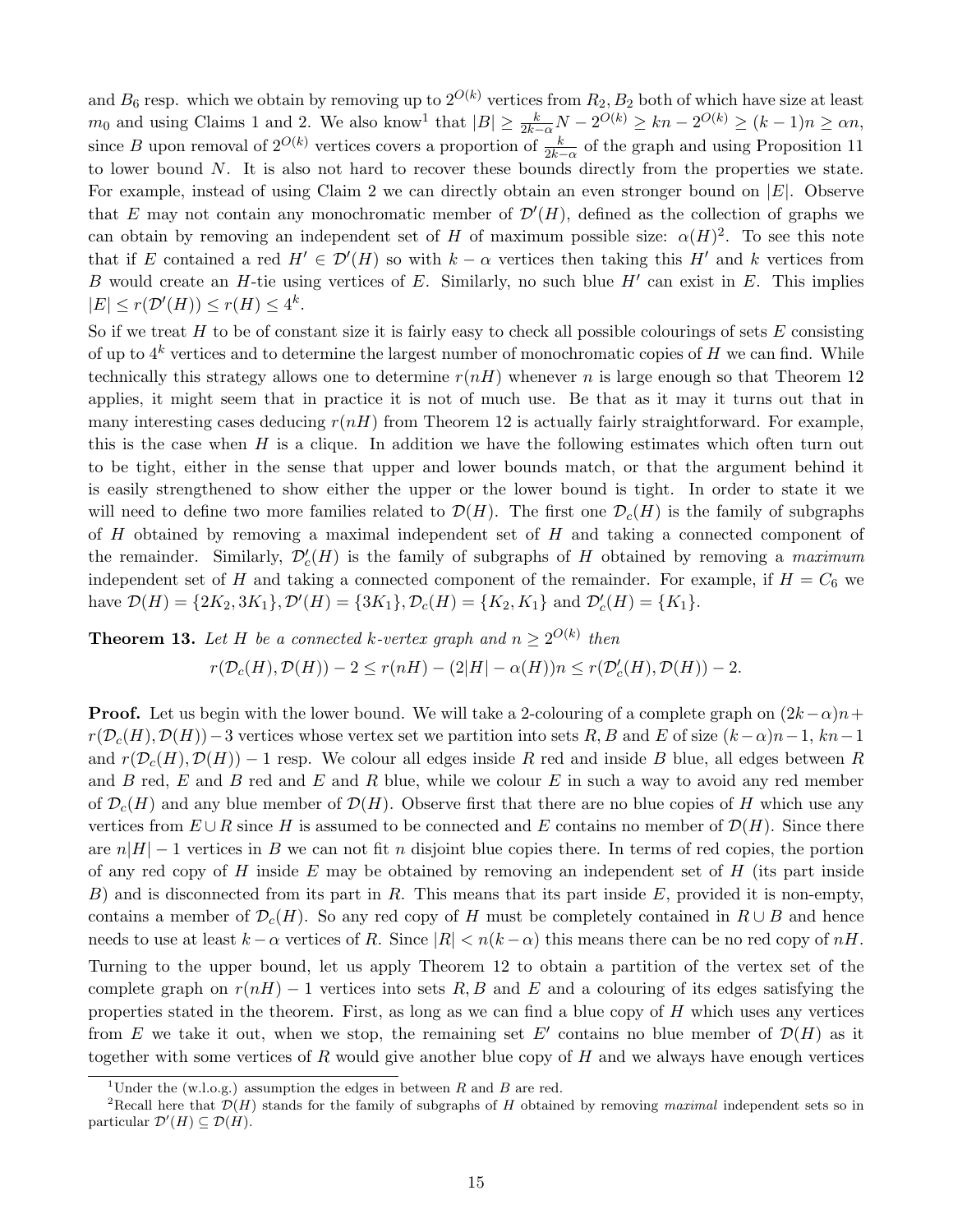and $B_6$ resp. which we obtain by removing up to $2^{O(k)}$ vertices from $R_2, B_2$ both of which have size at least $m_0$ and using Claims 1 and 2. We also know[1] that $|B| \geq \frac{k}{2k-\alpha}N - 2^{O(k)} \geq kn - 2^{O(k)} \geq (k-1)n \geq \alpha n$, since $B$ upon removal of $2^{O(k)}$ vertices covers a proportion of $\frac{k}{2k-\alpha}$ of the graph and using Proposition 11 to lower bound $N$. It is also not hard to recover these bounds directly from the properties we state. For example, instead of using Claim 2 we can directly obtain an even stronger bound on $|E|$. Observe that $E$ may not contain any monochromatic member of $\mathcal{D}'(H)$, defined as the collection of graphs we can obtain by removing an independent set of $H$ of maximum possible size: $\alpha(H)$[2]. To see this note that if $E$ contained a red $H' \in \mathcal{D}'(H)$ so with $k - \alpha$ vertices then taking this $H'$ and $k$ vertices from $B$ would create an $H$-tie using vertices of $E$. Similarly, no such blue $H'$ can exist in $E$. This implies $|E| \leq r(\mathcal{D}'(H)) \leq r(H) \leq 4^k$.

So if we treat $H$ to be of constant size it is fairly easy to check all possible colourings of sets $E$ consisting of up to $4^k$ vertices and to determine the largest number of monochromatic copies of $H$ we can find. While technically this strategy allows one to determine $r(nH)$ whenever $n$ is large enough so that Theorem 12 applies, it might seem that in practice it is not of much use. Be that as it may it turns out that in many interesting cases deducing $r(nH)$ from Theorem 12 is actually fairly straightforward. For example, this is the case when $H$ is a clique. In addition we have the following estimates which often turn out to be tight, either in the sense that upper and lower bounds match, or that the argument behind it is easily strengthened to show either the upper or the lower bound is tight. In order to state it we will need to define two more families related to $\mathcal{D}(H)$. The first one $\mathcal{D}_c(H)$ is the family of subgraphs of $H$ obtained by removing a maximal independent set of $H$ and taking a connected component of the remainder. Similarly, $\mathcal{D}'_c(H)$ is the family of subgraphs of $H$ obtained by removing a *maximum* independent set of $H$ and taking a connected component of the remainder. For example, if $H = C_6$ we have $\mathcal{D}(H) = \{2K_2, 3K_1\}, \mathcal{D}'(H) = \{3K_1\}, \mathcal{D}_c(H) = \{K_2, K_1\}$ and $\mathcal{D}'_c(H) = \{K_1\}$.

**Theorem 13.** *Let $H$ be a connected $k$-vertex graph and $n \geq 2^{O(k)}$ then*

$$r(\mathcal{D}_c(H), \mathcal{D}(H)) - 2 \leq r(nH) - (2|H| - \alpha(H))n \leq r(\mathcal{D}'_c(H), \mathcal{D}(H)) - 2.$$

**Proof.** Let us begin with the lower bound. We will take a 2-colouring of a complete graph on $(2k-\alpha)n + r(\mathcal{D}_c(H), \mathcal{D}(H)) - 3$ vertices whose vertex set we partition into sets $R, B$ and $E$ of size $(k-\alpha)n - 1$, $kn - 1$ and $r(\mathcal{D}_c(H), \mathcal{D}(H)) - 1$ resp. We colour all edges inside $R$ red and inside $B$ blue, all edges between $R$ and $B$ red, $E$ and $B$ red and $E$ and $R$ blue, while we colour $E$ in such a way to avoid any red member of $\mathcal{D}_c(H)$ and any blue member of $\mathcal{D}(H)$. Observe first that there are no blue copies of $H$ which use any vertices from $E \cup R$ since $H$ is assumed to be connected and $E$ contains no member of $\mathcal{D}(H)$. Since there are $n|H| - 1$ vertices in $B$ we can not fit $n$ disjoint blue copies there. In terms of red copies, the portion of any red copy of $H$ inside $E$ may be obtained by removing an independent set of $H$ (its part inside $B$) and is disconnected from its part in $R$. This means that its part inside $E$, provided it is non-empty, contains a member of $\mathcal{D}_c(H)$. So any red copy of $H$ must be completely contained in $R \cup B$ and hence needs to use at least $k - \alpha$ vertices of $R$. Since $|R| < n(k - \alpha)$ this means there can be no red copy of $nH$.

Turning to the upper bound, let us apply Theorem 12 to obtain a partition of the vertex set of the complete graph on $r(nH) - 1$ vertices into sets $R, B$ and $E$ and a colouring of its edges satisfying the properties stated in the theorem. First, as long as we can find a blue copy of $H$ which uses any vertices from $E$ we take it out, when we stop, the remaining set $E'$ contains no blue member of $\mathcal{D}(H)$ as it together with some vertices of $R$ would give another blue copy of $H$ and we always have enough vertices

[1] Under the (w.l.o.g.) assumption the edges in between $R$ and $B$ are red.

[2] Recall here that $\mathcal{D}(H)$ stands for the family of subgraphs of $H$ obtained by removing *maximal* independent sets so in particular $\mathcal{D}'(H) \subseteq \mathcal{D}(H)$.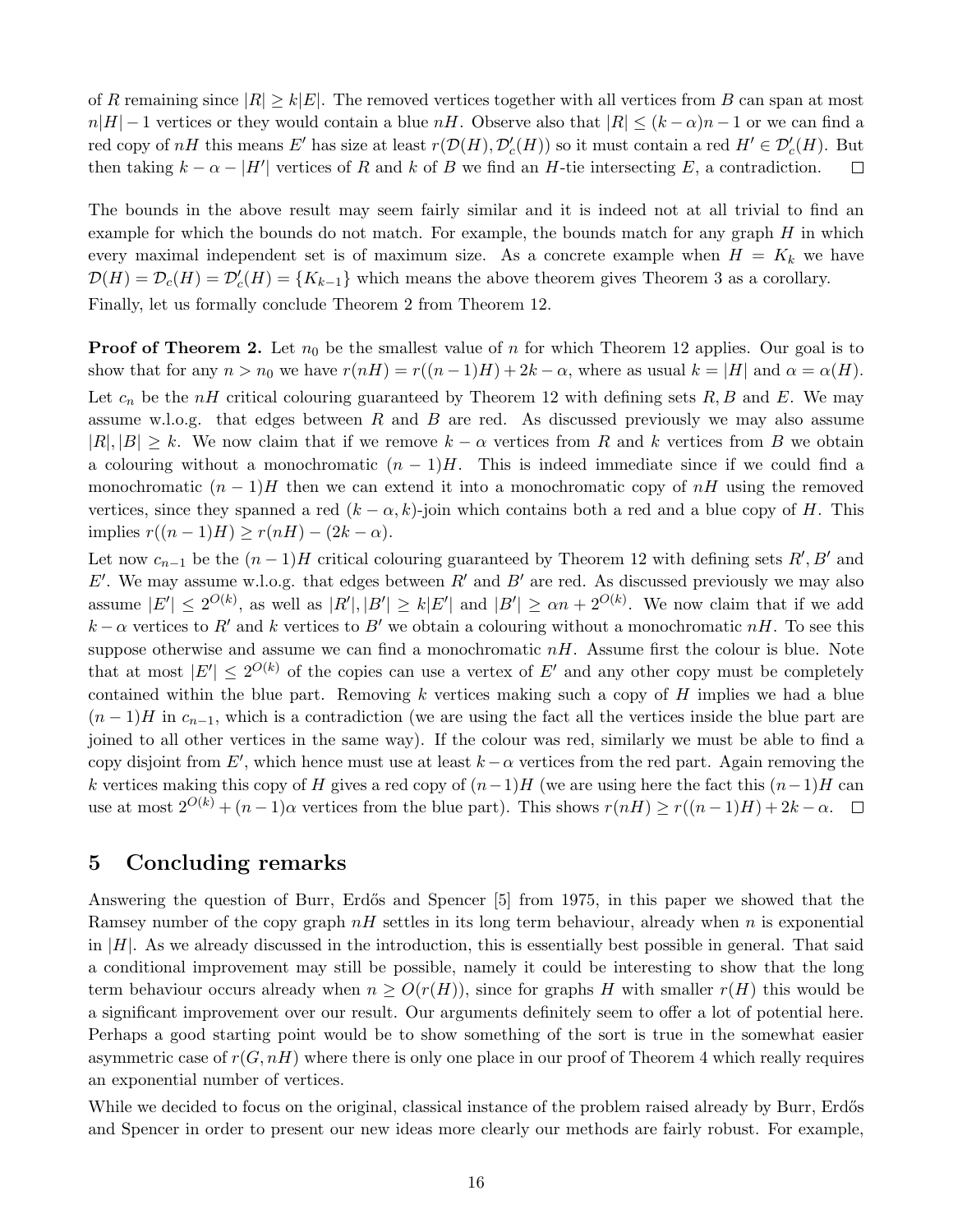of $R$ remaining since $|R| \geq k|E|$. The removed vertices together with all vertices from $B$ can span at most $n|H|-1$ vertices or they would contain a blue $nH$. Observe also that $|R| \leq (k-\alpha)n - 1$ or we can find a red copy of $nH$ this means $E'$ has size at least $r(\mathcal{D}(H), \mathcal{D}'_c(H))$ so it must contain a red $H' \in \mathcal{D}'_c(H)$. But then taking $k - \alpha - |H'|$ vertices of $R$ and $k$ of $B$ we find an $H$-tie intersecting $E$, a contradiction. □

The bounds in the above result may seem fairly similar and it is indeed not at all trivial to find an example for which the bounds do not match. For example, the bounds match for any graph $H$ in which every maximal independent set is of maximum size. As a concrete example when $H = K_k$ we have $\mathcal{D}(H) = \mathcal{D}_c(H) = \mathcal{D}'_c(H) = \{K_{k-1}\}$ which means the above theorem gives Theorem 3 as a corollary.

Finally, let us formally conclude Theorem 2 from Theorem 12.

**Proof of Theorem 2.** Let $n_0$ be the smallest value of $n$ for which Theorem 12 applies. Our goal is to show that for any $n > n_0$ we have $r(nH) = r((n-1)H) + 2k - \alpha$, where as usual $k = |H|$ and $\alpha = \alpha(H)$. Let $c_n$ be the $nH$ critical colouring guaranteed by Theorem 12 with defining sets $R, B$ and $E$. We may assume w.l.o.g. that edges between $R$ and $B$ are red. As discussed previously we may also assume $|R|, |B| \geq k$. We now claim that if we remove $k - \alpha$ vertices from $R$ and $k$ vertices from $B$ we obtain a colouring without a monochromatic $(n-1)H$. This is indeed immediate since if we could find a monochromatic $(n-1)H$ then we can extend it into a monochromatic copy of $nH$ using the removed vertices, since they spanned a red $(k-\alpha, k)$-join which contains both a red and a blue copy of $H$. This implies $r((n-1)H) \geq r(nH) - (2k - \alpha)$.

Let now $c_{n-1}$ be the $(n-1)H$ critical colouring guaranteed by Theorem 12 with defining sets $R', B'$ and $E'$. We may assume w.l.o.g. that edges between $R'$ and $B'$ are red. As discussed previously we may also assume $|E'| \leq 2^{O(k)}$, as well as $|R'|, |B'| \geq k|E'|$ and $|B'| \geq \alpha n + 2^{O(k)}$. We now claim that if we add $k - \alpha$ vertices to $R'$ and $k$ vertices to $B'$ we obtain a colouring without a monochromatic $nH$. To see this suppose otherwise and assume we can find a monochromatic $nH$. Assume first the colour is blue. Note that at most $|E'| \leq 2^{O(k)}$ of the copies can use a vertex of $E'$ and any other copy must be completely contained within the blue part. Removing $k$ vertices making such a copy of $H$ implies we had a blue $(n-1)H$ in $c_{n-1}$, which is a contradiction (we are using the fact all the vertices inside the blue part are joined to all other vertices in the same way). If the colour was red, similarly we must be able to find a copy disjoint from $E'$, which hence must use at least $k - \alpha$ vertices from the red part. Again removing the $k$ vertices making this copy of $H$ gives a red copy of $(n-1)H$ (we are using here the fact this $(n-1)H$ can use at most $2^{O(k)} + (n-1)\alpha$ vertices from the blue part). This shows $r(nH) \geq r((n-1)H) + 2k - \alpha$. □

## 5 Concluding remarks

Answering the question of Burr, Erdős and Spencer [5] from 1975, in this paper we showed that the Ramsey number of the copy graph $nH$ settles in its long term behaviour, already when $n$ is exponential in $|H|$. As we already discussed in the introduction, this is essentially best possible in general. That said a conditional improvement may still be possible, namely it could be interesting to show that the long term behaviour occurs already when $n \geq O(r(H))$, since for graphs $H$ with smaller $r(H)$ this would be a significant improvement over our result. Our arguments definitely seem to offer a lot of potential here. Perhaps a good starting point would be to show something of the sort is true in the somewhat easier asymmetric case of $r(G, nH)$ where there is only one place in our proof of Theorem 4 which really requires an exponential number of vertices.

While we decided to focus on the original, classical instance of the problem raised already by Burr, Erdős and Spencer in order to present our new ideas more clearly our methods are fairly robust. For example,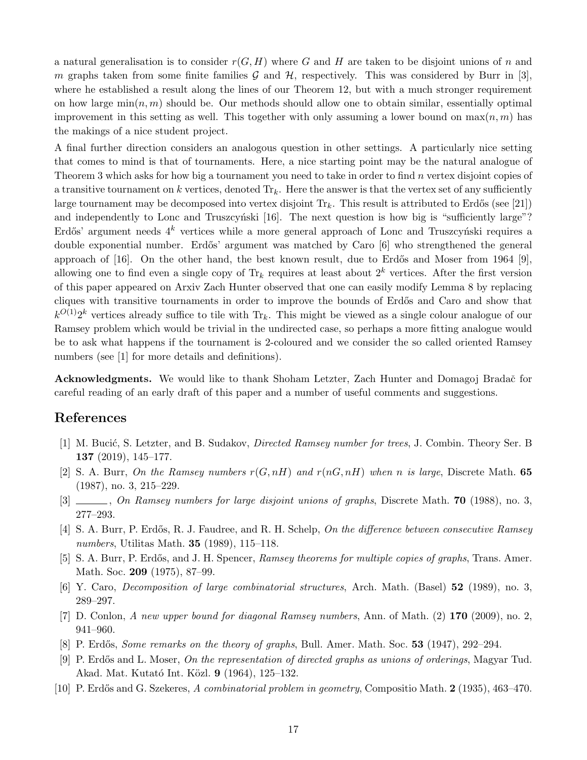a natural generalisation is to consider $r(G, H)$ where $G$ and $H$ are taken to be disjoint unions of $n$ and $m$ graphs taken from some finite families $\mathcal{G}$ and $\mathcal{H}$, respectively. This was considered by Burr in [3], where he established a result along the lines of our Theorem 12, but with a much stronger requirement on how large $\min(n, m)$ should be. Our methods should allow one to obtain similar, essentially optimal improvement in this setting as well. This together with only assuming a lower bound on $\max(n, m)$ has the makings of a nice student project.

A final further direction considers an analogous question in other settings. A particularly nice setting that comes to mind is that of tournaments. Here, a nice starting point may be the natural analogue of Theorem 3 which asks for how big a tournament you need to take in order to find $n$ vertex disjoint copies of a transitive tournament on $k$ vertices, denoted $\mathrm{Tr}_k$. Here the answer is that the vertex set of any sufficiently large tournament may be decomposed into vertex disjoint $\mathrm{Tr}_k$. This result is attributed to Erdős (see [21]) and independently to Lonc and Truszczyński [16]. The next question is how big is "sufficiently large"? Erdős' argument needs $4^k$ vertices while a more general approach of Lonc and Truszczyński requires a double exponential number. Erdős' argument was matched by Caro [6] who strengthened the general approach of [16]. On the other hand, the best known result, due to Erdős and Moser from 1964 [9], allowing one to find even a single copy of $\mathrm{Tr}_k$ requires at least about $2^k$ vertices. After the first version of this paper appeared on Arxiv Zach Hunter observed that one can easily modify Lemma 8 by replacing cliques with transitive tournaments in order to improve the bounds of Erdős and Caro and show that $k^{O(1)}2^k$ vertices already suffice to tile with $\mathrm{Tr}_k$. This might be viewed as a single colour analogue of our Ramsey problem which would be trivial in the undirected case, so perhaps a more fitting analogue would be to ask what happens if the tournament is 2-coloured and we consider the so called oriented Ramsey numbers (see [1] for more details and definitions).

**Acknowledgments.** We would like to thank Shoham Letzter, Zach Hunter and Domagoj Bradač for careful reading of an early draft of this paper and a number of useful comments and suggestions.

## References

[1] M. Bucić, S. Letzter, and B. Sudakov, *Directed Ramsey number for trees*, J. Combin. Theory Ser. B **137** (2019), 145–177.

[2] S. A. Burr, *On the Ramsey numbers $r(G, nH)$ and $r(nG, nH)$ when $n$ is large*, Discrete Math. **65** (1987), no. 3, 215–229.

[3] ______, *On Ramsey numbers for large disjoint unions of graphs*, Discrete Math. **70** (1988), no. 3, 277–293.

[4] S. A. Burr, P. Erdős, R. J. Faudree, and R. H. Schelp, *On the difference between consecutive Ramsey numbers*, Utilitas Math. **35** (1989), 115–118.

[5] S. A. Burr, P. Erdős, and J. H. Spencer, *Ramsey theorems for multiple copies of graphs*, Trans. Amer. Math. Soc. **209** (1975), 87–99.

[6] Y. Caro, *Decomposition of large combinatorial structures*, Arch. Math. (Basel) **52** (1989), no. 3, 289–297.

[7] D. Conlon, *A new upper bound for diagonal Ramsey numbers*, Ann. of Math. (2) **170** (2009), no. 2, 941–960.

[8] P. Erdős, *Some remarks on the theory of graphs*, Bull. Amer. Math. Soc. **53** (1947), 292–294.

[9] P. Erdős and L. Moser, *On the representation of directed graphs as unions of orderings*, Magyar Tud. Akad. Mat. Kutató Int. Közl. **9** (1964), 125–132.

[10] P. Erdős and G. Szekeres, *A combinatorial problem in geometry*, Compositio Math. **2** (1935), 463–470.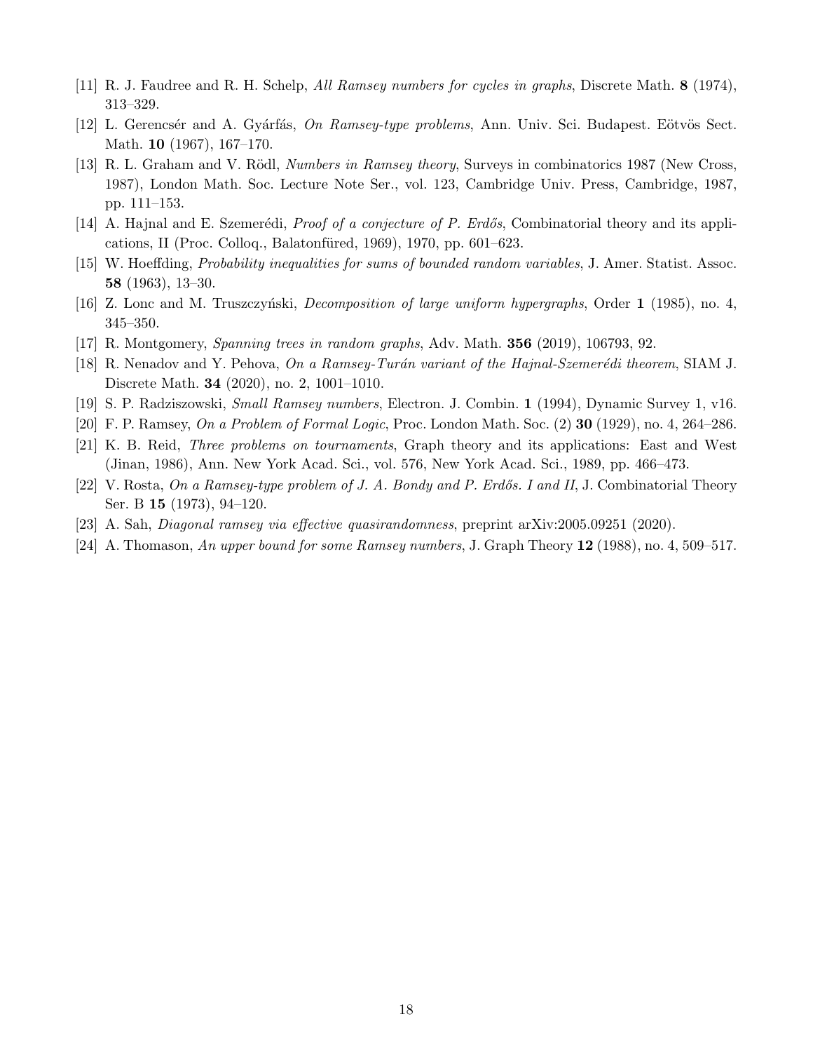[11] R. J. Faudree and R. H. Schelp, *All Ramsey numbers for cycles in graphs*, Discrete Math. **8** (1974), 313–329.

[12] L. Gerencsér and A. Gyárfás, *On Ramsey-type problems*, Ann. Univ. Sci. Budapest. Eötvös Sect. Math. **10** (1967), 167–170.

[13] R. L. Graham and V. Rödl, *Numbers in Ramsey theory*, Surveys in combinatorics 1987 (New Cross, 1987), London Math. Soc. Lecture Note Ser., vol. 123, Cambridge Univ. Press, Cambridge, 1987, pp. 111–153.

[14] A. Hajnal and E. Szemerédi, *Proof of a conjecture of P. Erdős*, Combinatorial theory and its applications, II (Proc. Colloq., Balatonfüred, 1969), 1970, pp. 601–623.

[15] W. Hoeffding, *Probability inequalities for sums of bounded random variables*, J. Amer. Statist. Assoc. **58** (1963), 13–30.

[16] Z. Lonc and M. Truszczyński, *Decomposition of large uniform hypergraphs*, Order **1** (1985), no. 4, 345–350.

[17] R. Montgomery, *Spanning trees in random graphs*, Adv. Math. **356** (2019), 106793, 92.

[18] R. Nenadov and Y. Pehova, *On a Ramsey-Turán variant of the Hajnal-Szemerédi theorem*, SIAM J. Discrete Math. **34** (2020), no. 2, 1001–1010.

[19] S. P. Radziszowski, *Small Ramsey numbers*, Electron. J. Combin. **1** (1994), Dynamic Survey 1, v16.

[20] F. P. Ramsey, *On a Problem of Formal Logic*, Proc. London Math. Soc. (2) **30** (1929), no. 4, 264–286.

[21] K. B. Reid, *Three problems on tournaments*, Graph theory and its applications: East and West (Jinan, 1986), Ann. New York Acad. Sci., vol. 576, New York Acad. Sci., 1989, pp. 466–473.

[22] V. Rosta, *On a Ramsey-type problem of J. A. Bondy and P. Erdős. I and II*, J. Combinatorial Theory Ser. B **15** (1973), 94–120.

[23] A. Sah, *Diagonal ramsey via effective quasirandomness*, preprint arXiv:2005.09251 (2020).

[24] A. Thomason, *An upper bound for some Ramsey numbers*, J. Graph Theory **12** (1988), no. 4, 509–517.